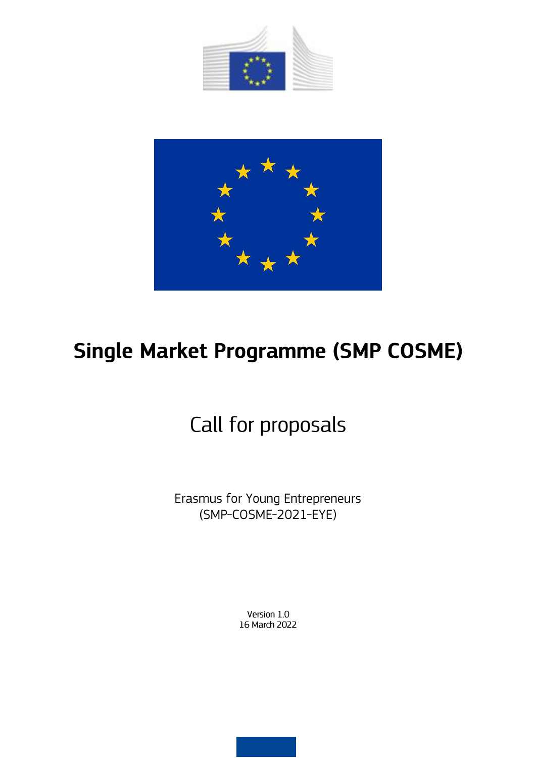# Single Market Programme (SMP COSME)

## Call for proposals

Erasmus for Young Entrepreneurs
(SMP-COSME-2021-EYE)

Version 1.0
16 March 2022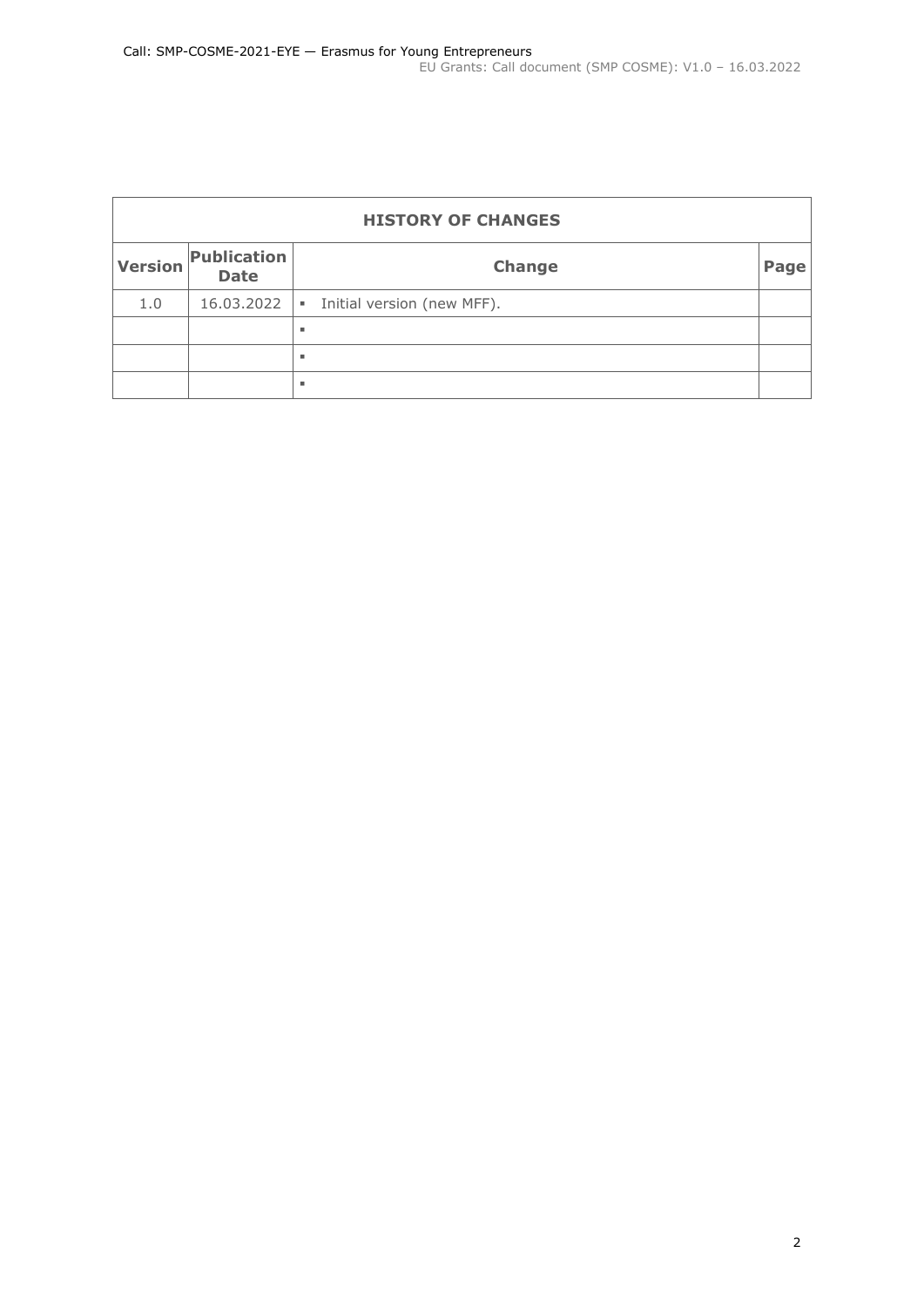| HISTORY OF CHANGES | | | |
|---|---|---|---|
| **Version** | **Publication Date** | **Change** | **Page** |
| 1.0 | 16.03.2022 | ▪ Initial version (new MFF). | |
| | | ▪ | |
| | | ▪ | |
| | | ▪ | |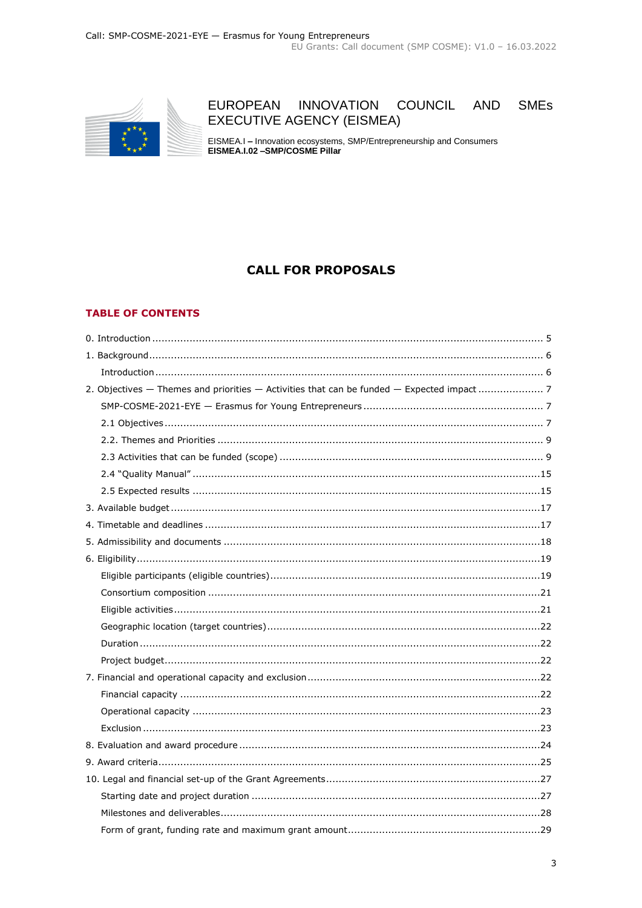EUROPEAN INNOVATION COUNCIL AND SMEs EXECUTIVE AGENCY (EISMEA)

EISMEA.I – Innovation ecosystems, SMP/Entrepreneurship and Consumers
**EISMEA.I.02 –SMP/COSME Pillar**

# CALL FOR PROPOSALS

## TABLE OF CONTENTS

0. Introduction ..... 5
1. Background ..... 6
   - Introduction ..... 6
2. Objectives — Themes and priorities — Activities that can be funded — Expected impact ..... 7
   - SMP-COSME-2021-EYE — Erasmus for Young Entrepreneurs ..... 7
   - 2.1 Objectives ..... 7
   - 2.2. Themes and Priorities ..... 9
   - 2.3 Activities that can be funded (scope) ..... 9
   - 2.4 "Quality Manual" ..... 15
   - 2.5 Expected results ..... 15
3. Available budget ..... 17
4. Timetable and deadlines ..... 17
5. Admissibility and documents ..... 18
6. Eligibility ..... 19
   - Eligible participants (eligible countries) ..... 19
   - Consortium composition ..... 21
   - Eligible activities ..... 21
   - Geographic location (target countries) ..... 22
   - Duration ..... 22
   - Project budget ..... 22
7. Financial and operational capacity and exclusion ..... 22
   - Financial capacity ..... 22
   - Operational capacity ..... 23
   - Exclusion ..... 23
8. Evaluation and award procedure ..... 24
9. Award criteria ..... 25
10. Legal and financial set-up of the Grant Agreements ..... 27
    - Starting date and project duration ..... 27
    - Milestones and deliverables ..... 28
    - Form of grant, funding rate and maximum grant amount ..... 29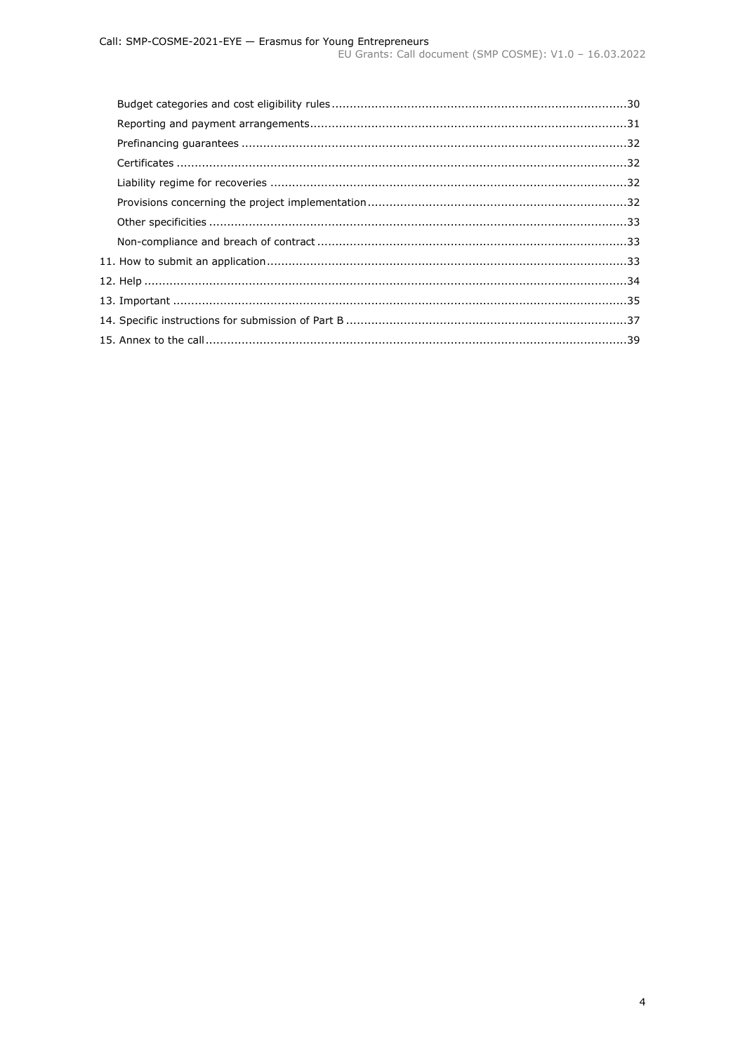Budget categories and cost eligibility rules ....................................................................................30

Reporting and payment arrangements..........................................................................................31

Prefinancing guarantees ...............................................................................................................32

Certificates ...................................................................................................................................32

Liability regime for recoveries ......................................................................................................32

Provisions concerning the project implementation........................................................................32

Other specificities .........................................................................................................................33

Non-compliance and breach of contract ........................................................................................33

11. How to submit an application...................................................................................................33

12. Help .......................................................................................................................................34

13. Important ...............................................................................................................................35

14. Specific instructions for submission of Part B ...........................................................................37

15. Annex to the call .....................................................................................................................39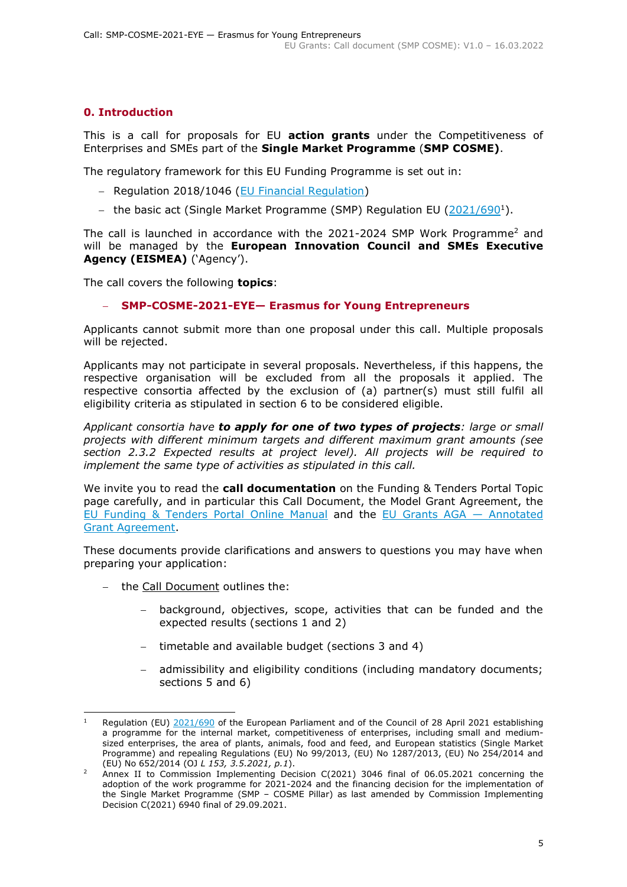## 0. Introduction

This is a call for proposals for EU **action grants** under the Competitiveness of Enterprises and SMEs part of the **Single Market Programme** (**SMP COSME)**.

The regulatory framework for this EU Funding Programme is set out in:

- Regulation 2018/1046 (EU Financial Regulation)
- the basic act (Single Market Programme (SMP) Regulation EU (2021/690[1]).

The call is launched in accordance with the 2021-2024 SMP Work Programme[2] and will be managed by the **European Innovation Council and SMEs Executive Agency (EISMEA)** ('Agency').

The call covers the following **topics**:

- **SMP-COSME-2021-EYE— Erasmus for Young Entrepreneurs**

Applicants cannot submit more than one proposal under this call. Multiple proposals will be rejected.

Applicants may not participate in several proposals. Nevertheless, if this happens, the respective organisation will be excluded from all the proposals it applied. The respective consortia affected by the exclusion of (a) partner(s) must still fulfil all eligibility criteria as stipulated in section 6 to be considered eligible.

*Applicant consortia have* ***to apply for one of two types of projects****: large or small projects with different minimum targets and different maximum grant amounts (see section 2.3.2 Expected results at project level). All projects will be required to implement the same type of activities as stipulated in this call.*

We invite you to read the **call documentation** on the Funding & Tenders Portal Topic page carefully, and in particular this Call Document, the Model Grant Agreement, the EU Funding & Tenders Portal Online Manual and the EU Grants AGA — Annotated Grant Agreement.

These documents provide clarifications and answers to questions you may have when preparing your application:

- the Call Document outlines the:
  - background, objectives, scope, activities that can be funded and the expected results (sections 1 and 2)
  - timetable and available budget (sections 3 and 4)
  - admissibility and eligibility conditions (including mandatory documents; sections 5 and 6)

---

[1] Regulation (EU) 2021/690 of the European Parliament and of the Council of 28 April 2021 establishing a programme for the internal market, competitiveness of enterprises, including small and medium-sized enterprises, the area of plants, animals, food and feed, and European statistics (Single Market Programme) and repealing Regulations (EU) No 99/2013, (EU) No 1287/2013, (EU) No 254/2014 and (EU) No 652/2014 (OJ *L 153, 3.5.2021, p.1*).

[2] Annex II to Commission Implementing Decision C(2021) 3046 final of 06.05.2021 concerning the adoption of the work programme for 2021-2024 and the financing decision for the implementation of the Single Market Programme (SMP – COSME Pillar) as last amended by Commission Implementing Decision C(2021) 6940 final of 29.09.2021.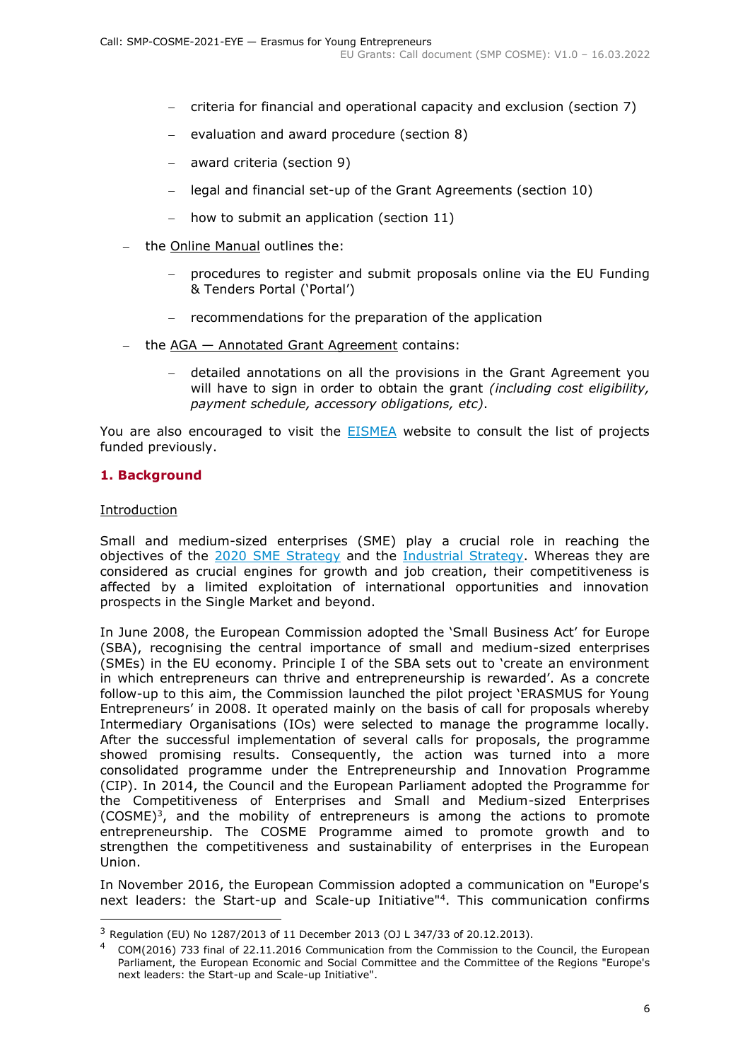- criteria for financial and operational capacity and exclusion (section 7)
  - evaluation and award procedure (section 8)
  - award criteria (section 9)
  - legal and financial set-up of the Grant Agreements (section 10)
  - how to submit an application (section 11)
- the Online Manual outlines the:
  - procedures to register and submit proposals online via the EU Funding & Tenders Portal ('Portal')
  - recommendations for the preparation of the application
- the AGA — Annotated Grant Agreement contains:
  - detailed annotations on all the provisions in the Grant Agreement you will have to sign in order to obtain the grant *(including cost eligibility, payment schedule, accessory obligations, etc)*.

You are also encouraged to visit the EISMEA website to consult the list of projects funded previously.

## 1. Background

Introduction

Small and medium-sized enterprises (SME) play a crucial role in reaching the objectives of the 2020 SME Strategy and the Industrial Strategy. Whereas they are considered as crucial engines for growth and job creation, their competitiveness is affected by a limited exploitation of international opportunities and innovation prospects in the Single Market and beyond.

In June 2008, the European Commission adopted the 'Small Business Act' for Europe (SBA), recognising the central importance of small and medium-sized enterprises (SMEs) in the EU economy. Principle I of the SBA sets out to 'create an environment in which entrepreneurs can thrive and entrepreneurship is rewarded'. As a concrete follow-up to this aim, the Commission launched the pilot project 'ERASMUS for Young Entrepreneurs' in 2008. It operated mainly on the basis of call for proposals whereby Intermediary Organisations (IOs) were selected to manage the programme locally. After the successful implementation of several calls for proposals, the programme showed promising results. Consequently, the action was turned into a more consolidated programme under the Entrepreneurship and Innovation Programme (CIP). In 2014, the Council and the European Parliament adopted the Programme for the Competitiveness of Enterprises and Small and Medium-sized Enterprises (COSME)[3], and the mobility of entrepreneurs is among the actions to promote entrepreneurship. The COSME Programme aimed to promote growth and to strengthen the competitiveness and sustainability of enterprises in the European Union.

In November 2016, the European Commission adopted a communication on "Europe's next leaders: the Start-up and Scale-up Initiative"[4]. This communication confirms

[3] Regulation (EU) No 1287/2013 of 11 December 2013 (OJ L 347/33 of 20.12.2013).

[4] COM(2016) 733 final of 22.11.2016 Communication from the Commission to the Council, the European Parliament, the European Economic and Social Committee and the Committee of the Regions "Europe's next leaders: the Start-up and Scale-up Initiative".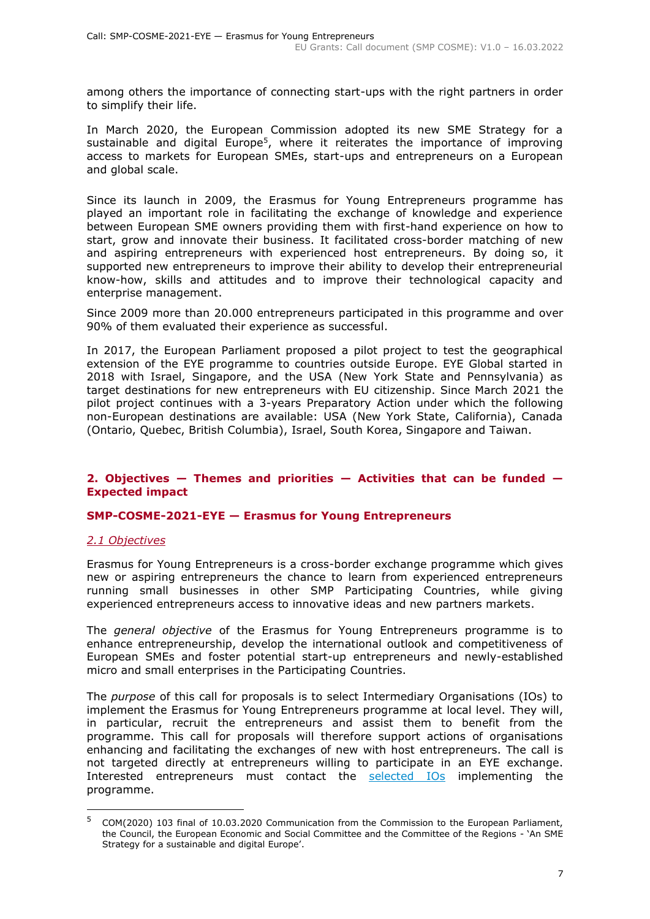among others the importance of connecting start-ups with the right partners in order to simplify their life.

In March 2020, the European Commission adopted its new SME Strategy for a sustainable and digital Europe[5], where it reiterates the importance of improving access to markets for European SMEs, start-ups and entrepreneurs on a European and global scale.

Since its launch in 2009, the Erasmus for Young Entrepreneurs programme has played an important role in facilitating the exchange of knowledge and experience between European SME owners providing them with first-hand experience on how to start, grow and innovate their business. It facilitated cross-border matching of new and aspiring entrepreneurs with experienced host entrepreneurs. By doing so, it supported new entrepreneurs to improve their ability to develop their entrepreneurial know-how, skills and attitudes and to improve their technological capacity and enterprise management.

Since 2009 more than 20.000 entrepreneurs participated in this programme and over 90% of them evaluated their experience as successful.

In 2017, the European Parliament proposed a pilot project to test the geographical extension of the EYE programme to countries outside Europe. EYE Global started in 2018 with Israel, Singapore, and the USA (New York State and Pennsylvania) as target destinations for new entrepreneurs with EU citizenship. Since March 2021 the pilot project continues with a 3-years Preparatory Action under which the following non-European destinations are available: USA (New York State, California), Canada (Ontario, Quebec, British Columbia), Israel, South Korea, Singapore and Taiwan.

## 2. Objectives — Themes and priorities — Activities that can be funded — Expected impact

### SMP-COSME-2021-EYE — Erasmus for Young Entrepreneurs

#### *2.1 Objectives*

Erasmus for Young Entrepreneurs is a cross-border exchange programme which gives new or aspiring entrepreneurs the chance to learn from experienced entrepreneurs running small businesses in other SMP Participating Countries, while giving experienced entrepreneurs access to innovative ideas and new partners markets.

The *general objective* of the Erasmus for Young Entrepreneurs programme is to enhance entrepreneurship, develop the international outlook and competitiveness of European SMEs and foster potential start-up entrepreneurs and newly-established micro and small enterprises in the Participating Countries.

The *purpose* of this call for proposals is to select Intermediary Organisations (IOs) to implement the Erasmus for Young Entrepreneurs programme at local level. They will, in particular, recruit the entrepreneurs and assist them to benefit from the programme. This call for proposals will therefore support actions of organisations enhancing and facilitating the exchanges of new with host entrepreneurs. The call is not targeted directly at entrepreneurs willing to participate in an EYE exchange. Interested entrepreneurs must contact the selected IOs implementing the programme.

---

[5] COM(2020) 103 final of 10.03.2020 Communication from the Commission to the European Parliament, the Council, the European Economic and Social Committee and the Committee of the Regions - 'An SME Strategy for a sustainable and digital Europe'.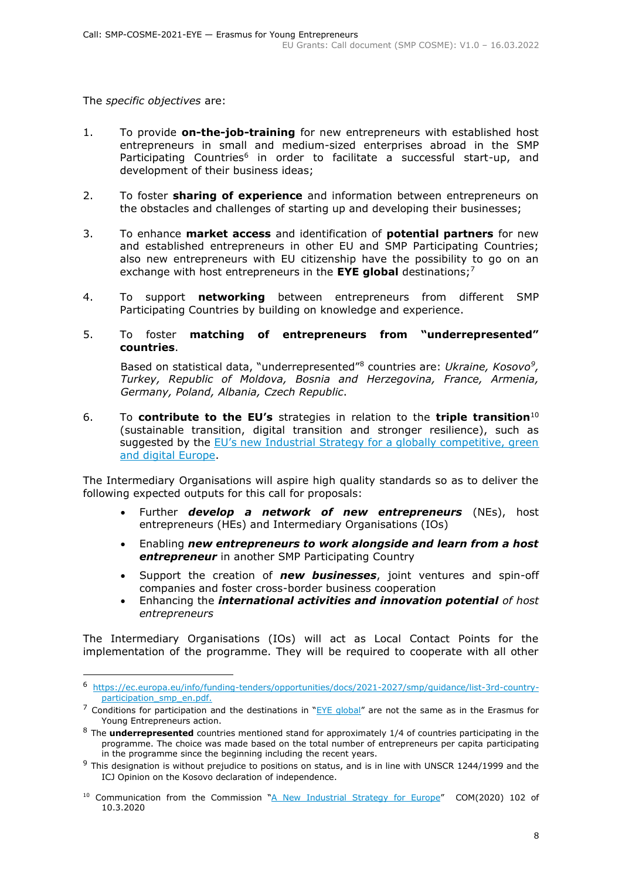The *specific objectives* are:

1. To provide **on-the-job-training** for new entrepreneurs with established host entrepreneurs in small and medium-sized enterprises abroad in the SMP Participating Countries[6] in order to facilitate a successful start-up, and development of their business ideas;

2. To foster **sharing of experience** and information between entrepreneurs on the obstacles and challenges of starting up and developing their businesses;

3. To enhance **market access** and identification of **potential partners** for new and established entrepreneurs in other EU and SMP Participating Countries; also new entrepreneurs with EU citizenship have the possibility to go on an exchange with host entrepreneurs in the **EYE global** destinations;[7]

4. To support **networking** between entrepreneurs from different SMP Participating Countries by building on knowledge and experience.

5. To foster **matching of entrepreneurs from "underrepresented" countries**.

   Based on statistical data, "underrepresented"[8] countries are: *Ukraine, Kosovo[9], Turkey, Republic of Moldova, Bosnia and Herzegovina, France, Armenia, Germany, Poland, Albania, Czech Republic*.

6. To **contribute to the EU's** strategies in relation to the **triple transition**[10] (sustainable transition, digital transition and stronger resilience), such as suggested by the [EU's new Industrial Strategy for a globally competitive, green and digital Europe](#).

The Intermediary Organisations will aspire high quality standards so as to deliver the following expected outputs for this call for proposals:

- Further ***develop a network of new entrepreneurs*** (NEs), host entrepreneurs (HEs) and Intermediary Organisations (IOs)
- Enabling ***new entrepreneurs to work alongside and learn from a host entrepreneur*** in another SMP Participating Country
- Support the creation of ***new businesses***, joint ventures and spin-off companies and foster cross-border business cooperation
- Enhancing the ***international activities and innovation potential*** *of host entrepreneurs*

The Intermediary Organisations (IOs) will act as Local Contact Points for the implementation of the programme. They will be required to cooperate with all other

---

[6] https://ec.europa.eu/info/funding-tenders/opportunities/docs/2021-2027/smp/guidance/list-3rd-country-participation_smp_en.pdf.

[7] Conditions for participation and the destinations in "[EYE global](#)" are not the same as in the Erasmus for Young Entrepreneurs action.

[8] The **underrepresented** countries mentioned stand for approximately 1/4 of countries participating in the programme. The choice was made based on the total number of entrepreneurs per capita participating in the programme since the beginning including the recent years.

[9] This designation is without prejudice to positions on status, and is in line with UNSCR 1244/1999 and the ICJ Opinion on the Kosovo declaration of independence.

[10] Communication from the Commission "[A New Industrial Strategy for Europe](#)" COM(2020) 102 of 10.3.2020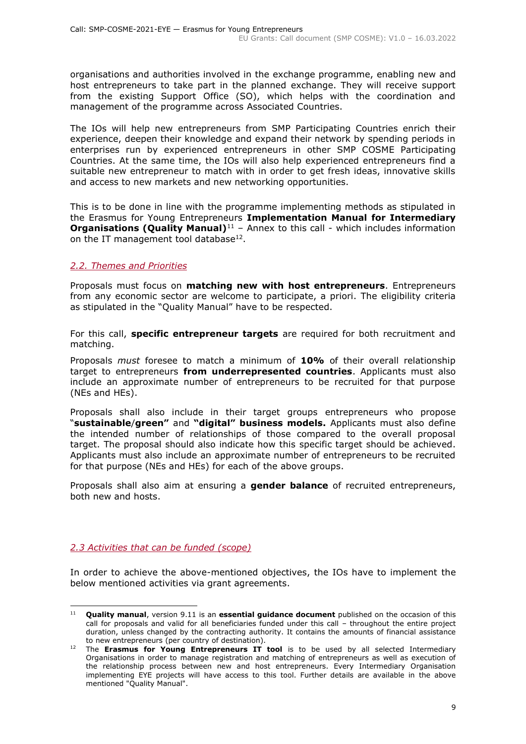organisations and authorities involved in the exchange programme, enabling new and host entrepreneurs to take part in the planned exchange. They will receive support from the existing Support Office (SO), which helps with the coordination and management of the programme across Associated Countries.

The IOs will help new entrepreneurs from SMP Participating Countries enrich their experience, deepen their knowledge and expand their network by spending periods in enterprises run by experienced entrepreneurs in other SMP COSME Participating Countries. At the same time, the IOs will also help experienced entrepreneurs find a suitable new entrepreneur to match with in order to get fresh ideas, innovative skills and access to new markets and new networking opportunities.

This is to be done in line with the programme implementing methods as stipulated in the Erasmus for Young Entrepreneurs **Implementation Manual for Intermediary Organisations (Quality Manual)**[11] – Annex to this call - which includes information on the IT management tool database[12].

### *2.2. Themes and Priorities*

Proposals must focus on **matching new with host entrepreneurs**. Entrepreneurs from any economic sector are welcome to participate, a priori. The eligibility criteria as stipulated in the "Quality Manual" have to be respected.

For this call, **specific entrepreneur targets** are required for both recruitment and matching.

Proposals *must* foresee to match a minimum of **10%** of their overall relationship target to entrepreneurs **from underrepresented countries**. Applicants must also include an approximate number of entrepreneurs to be recruited for that purpose (NEs and HEs).

Proposals shall also include in their target groups entrepreneurs who propose "**sustainable/green"** and **"digital" business models.** Applicants must also define the intended number of relationships of those compared to the overall proposal target. The proposal should also indicate how this specific target should be achieved. Applicants must also include an approximate number of entrepreneurs to be recruited for that purpose (NEs and HEs) for each of the above groups.

Proposals shall also aim at ensuring a **gender balance** of recruited entrepreneurs, both new and hosts.

### *2.3 Activities that can be funded (scope)*

In order to achieve the above-mentioned objectives, the IOs have to implement the below mentioned activities via grant agreements.

---

[11] **Quality manual**, version 9.11 is an **essential guidance document** published on the occasion of this call for proposals and valid for all beneficiaries funded under this call – throughout the entire project duration, unless changed by the contracting authority. It contains the amounts of financial assistance to new entrepreneurs (per country of destination).

[12] The **Erasmus for Young Entrepreneurs IT tool** is to be used by all selected Intermediary Organisations in order to manage registration and matching of entrepreneurs as well as execution of the relationship process between new and host entrepreneurs. Every Intermediary Organisation implementing EYE projects will have access to this tool. Further details are available in the above mentioned "Quality Manual".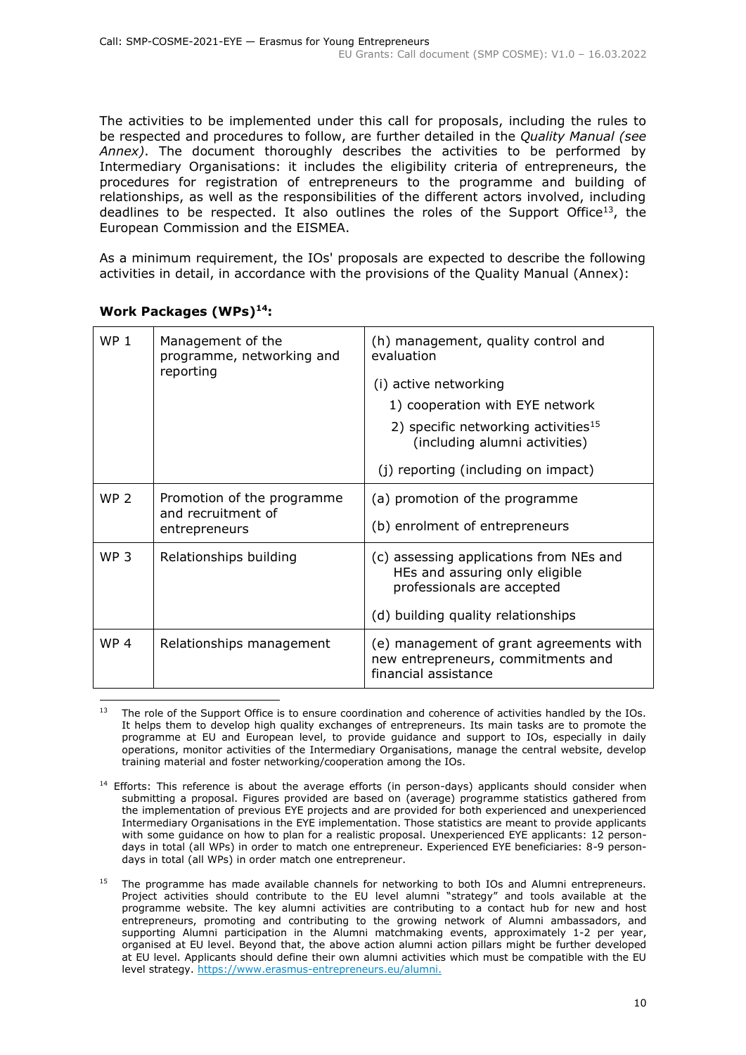The activities to be implemented under this call for proposals, including the rules to be respected and procedures to follow, are further detailed in the *Quality Manual (see Annex)*. The document thoroughly describes the activities to be performed by Intermediary Organisations: it includes the eligibility criteria of entrepreneurs, the procedures for registration of entrepreneurs to the programme and building of relationships, as well as the responsibilities of the different actors involved, including deadlines to be respected. It also outlines the roles of the Support Office[13], the European Commission and the EISMEA.

As a minimum requirement, the IOs' proposals are expected to describe the following activities in detail, in accordance with the provisions of the Quality Manual (Annex):

**Work Packages (WPs)[14]:**

| | | |
|---|---|---|
| WP 1 | Management of the programme, networking and reporting | (h) management, quality control and evaluation<br>(i) active networking<br>1) cooperation with EYE network<br>2) specific networking activities[15] (including alumni activities)<br>(j) reporting (including on impact) |
| WP 2 | Promotion of the programme and recruitment of entrepreneurs | (a) promotion of the programme<br>(b) enrolment of entrepreneurs |
| WP 3 | Relationships building | (c) assessing applications from NEs and HEs and assuring only eligible professionals are accepted<br>(d) building quality relationships |
| WP 4 | Relationships management | (e) management of grant agreements with new entrepreneurs, commitments and financial assistance |

[13] The role of the Support Office is to ensure coordination and coherence of activities handled by the IOs. It helps them to develop high quality exchanges of entrepreneurs. Its main tasks are to promote the programme at EU and European level, to provide guidance and support to IOs, especially in daily operations, monitor activities of the Intermediary Organisations, manage the central website, develop training material and foster networking/cooperation among the IOs.

[14] Efforts: This reference is about the average efforts (in person-days) applicants should consider when submitting a proposal. Figures provided are based on (average) programme statistics gathered from the implementation of previous EYE projects and are provided for both experienced and unexperienced Intermediary Organisations in the EYE implementation. Those statistics are meant to provide applicants with some guidance on how to plan for a realistic proposal. Unexperienced EYE applicants: 12 person-days in total (all WPs) in order to match one entrepreneur. Experienced EYE beneficiaries: 8-9 person-days in total (all WPs) in order match one entrepreneur.

[15] The programme has made available channels for networking to both IOs and Alumni entrepreneurs. Project activities should contribute to the EU level alumni "strategy" and tools available at the programme website. The key alumni activities are contributing to a contact hub for new and host entrepreneurs, promoting and contributing to the growing network of Alumni ambassadors, and supporting Alumni participation in the Alumni matchmaking events, approximately 1-2 per year, organised at EU level. Beyond that, the above action alumni action pillars might be further developed at EU level. Applicants should define their own alumni activities which must be compatible with the EU level strategy. https://www.erasmus-entrepreneurs.eu/alumni.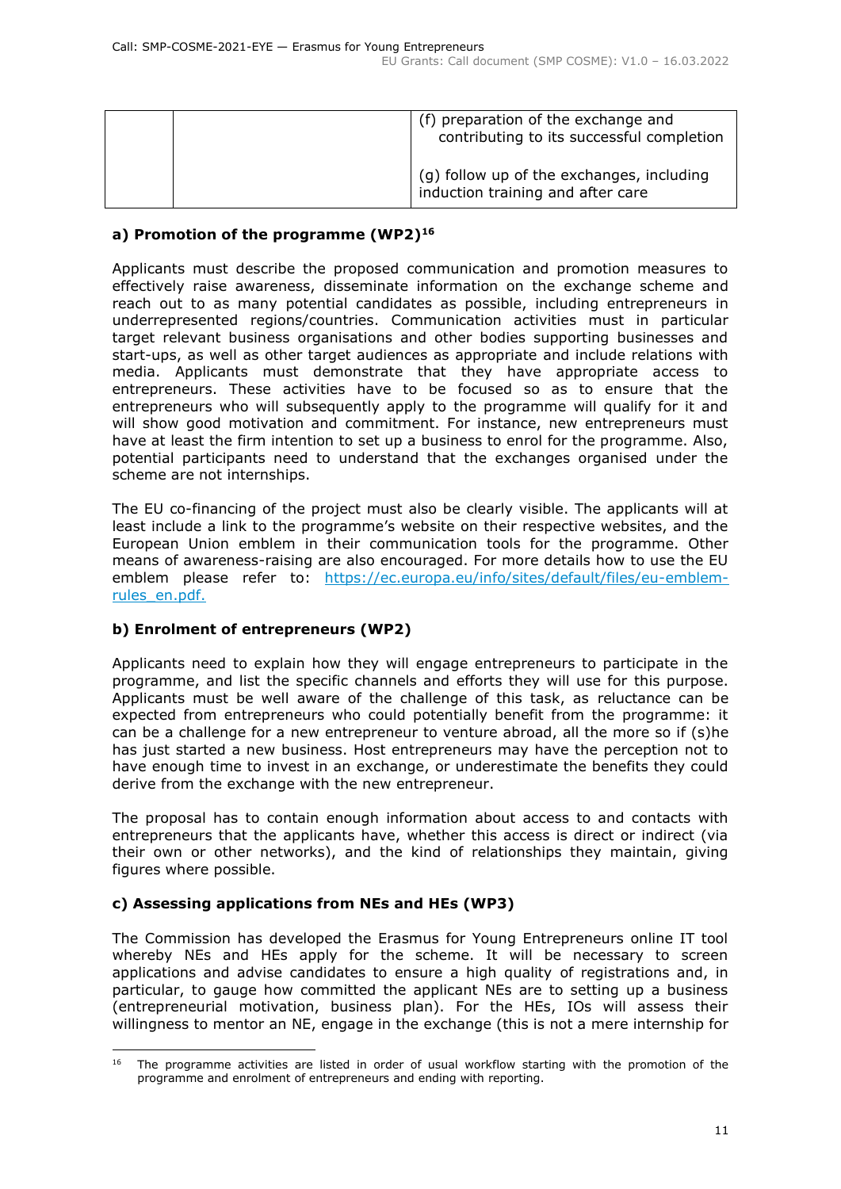| | | (f) preparation of the exchange and contributing to its successful completion<br><br>(g) follow up of the exchanges, including induction training and after care |
|---|---|---|

### a) Promotion of the programme (WP2)[16]

Applicants must describe the proposed communication and promotion measures to effectively raise awareness, disseminate information on the exchange scheme and reach out to as many potential candidates as possible, including entrepreneurs in underrepresented regions/countries. Communication activities must in particular target relevant business organisations and other bodies supporting businesses and start-ups, as well as other target audiences as appropriate and include relations with media. Applicants must demonstrate that they have appropriate access to entrepreneurs. These activities have to be focused so as to ensure that the entrepreneurs who will subsequently apply to the programme will qualify for it and will show good motivation and commitment. For instance, new entrepreneurs must have at least the firm intention to set up a business to enrol for the programme. Also, potential participants need to understand that the exchanges organised under the scheme are not internships.

The EU co-financing of the project must also be clearly visible. The applicants will at least include a link to the programme's website on their respective websites, and the European Union emblem in their communication tools for the programme. Other means of awareness-raising are also encouraged. For more details how to use the EU emblem please refer to: [https://ec.europa.eu/info/sites/default/files/eu-emblem-rules_en.pdf.](https://ec.europa.eu/info/sites/default/files/eu-emblem-rules_en.pdf)

### b) Enrolment of entrepreneurs (WP2)

Applicants need to explain how they will engage entrepreneurs to participate in the programme, and list the specific channels and efforts they will use for this purpose. Applicants must be well aware of the challenge of this task, as reluctance can be expected from entrepreneurs who could potentially benefit from the programme: it can be a challenge for a new entrepreneur to venture abroad, all the more so if (s)he has just started a new business. Host entrepreneurs may have the perception not to have enough time to invest in an exchange, or underestimate the benefits they could derive from the exchange with the new entrepreneur.

The proposal has to contain enough information about access to and contacts with entrepreneurs that the applicants have, whether this access is direct or indirect (via their own or other networks), and the kind of relationships they maintain, giving figures where possible.

### c) Assessing applications from NEs and HEs (WP3)

The Commission has developed the Erasmus for Young Entrepreneurs online IT tool whereby NEs and HEs apply for the scheme. It will be necessary to screen applications and advise candidates to ensure a high quality of registrations and, in particular, to gauge how committed the applicant NEs are to setting up a business (entrepreneurial motivation, business plan). For the HEs, IOs will assess their willingness to mentor an NE, engage in the exchange (this is not a mere internship for

---

[16] The programme activities are listed in order of usual workflow starting with the promotion of the programme and enrolment of entrepreneurs and ending with reporting.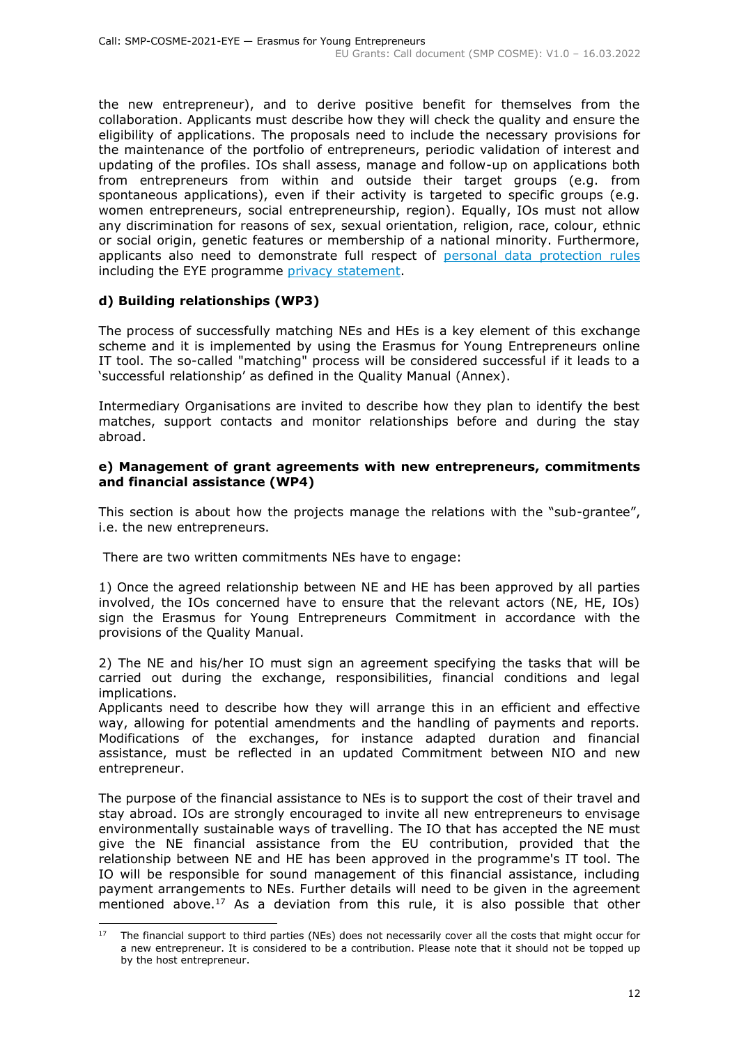the new entrepreneur), and to derive positive benefit for themselves from the collaboration. Applicants must describe how they will check the quality and ensure the eligibility of applications. The proposals need to include the necessary provisions for the maintenance of the portfolio of entrepreneurs, periodic validation of interest and updating of the profiles. IOs shall assess, manage and follow-up on applications both from entrepreneurs from within and outside their target groups (e.g. from spontaneous applications), even if their activity is targeted to specific groups (e.g. women entrepreneurs, social entrepreneurship, region). Equally, IOs must not allow any discrimination for reasons of sex, sexual orientation, religion, race, colour, ethnic or social origin, genetic features or membership of a national minority. Furthermore, applicants also need to demonstrate full respect of [personal data protection rules](#) including the EYE programme [privacy statement](#).

**d) Building relationships (WP3)**

The process of successfully matching NEs and HEs is a key element of this exchange scheme and it is implemented by using the Erasmus for Young Entrepreneurs online IT tool. The so-called "matching" process will be considered successful if it leads to a 'successful relationship' as defined in the Quality Manual (Annex).

Intermediary Organisations are invited to describe how they plan to identify the best matches, support contacts and monitor relationships before and during the stay abroad.

**e) Management of grant agreements with new entrepreneurs, commitments and financial assistance (WP4)**

This section is about how the projects manage the relations with the "sub-grantee", i.e. the new entrepreneurs.

There are two written commitments NEs have to engage:

1) Once the agreed relationship between NE and HE has been approved by all parties involved, the IOs concerned have to ensure that the relevant actors (NE, HE, IOs) sign the Erasmus for Young Entrepreneurs Commitment in accordance with the provisions of the Quality Manual.

2) The NE and his/her IO must sign an agreement specifying the tasks that will be carried out during the exchange, responsibilities, financial conditions and legal implications.
Applicants need to describe how they will arrange this in an efficient and effective way, allowing for potential amendments and the handling of payments and reports. Modifications of the exchanges, for instance adapted duration and financial assistance, must be reflected in an updated Commitment between NIO and new entrepreneur.

The purpose of the financial assistance to NEs is to support the cost of their travel and stay abroad. IOs are strongly encouraged to invite all new entrepreneurs to envisage environmentally sustainable ways of travelling. The IO that has accepted the NE must give the NE financial assistance from the EU contribution, provided that the relationship between NE and HE has been approved in the programme's IT tool. The IO will be responsible for sound management of this financial assistance, including payment arrangements to NEs. Further details will need to be given in the agreement mentioned above.[17] As a deviation from this rule, it is also possible that other

[17] The financial support to third parties (NEs) does not necessarily cover all the costs that might occur for a new entrepreneur. It is considered to be a contribution. Please note that it should not be topped up by the host entrepreneur.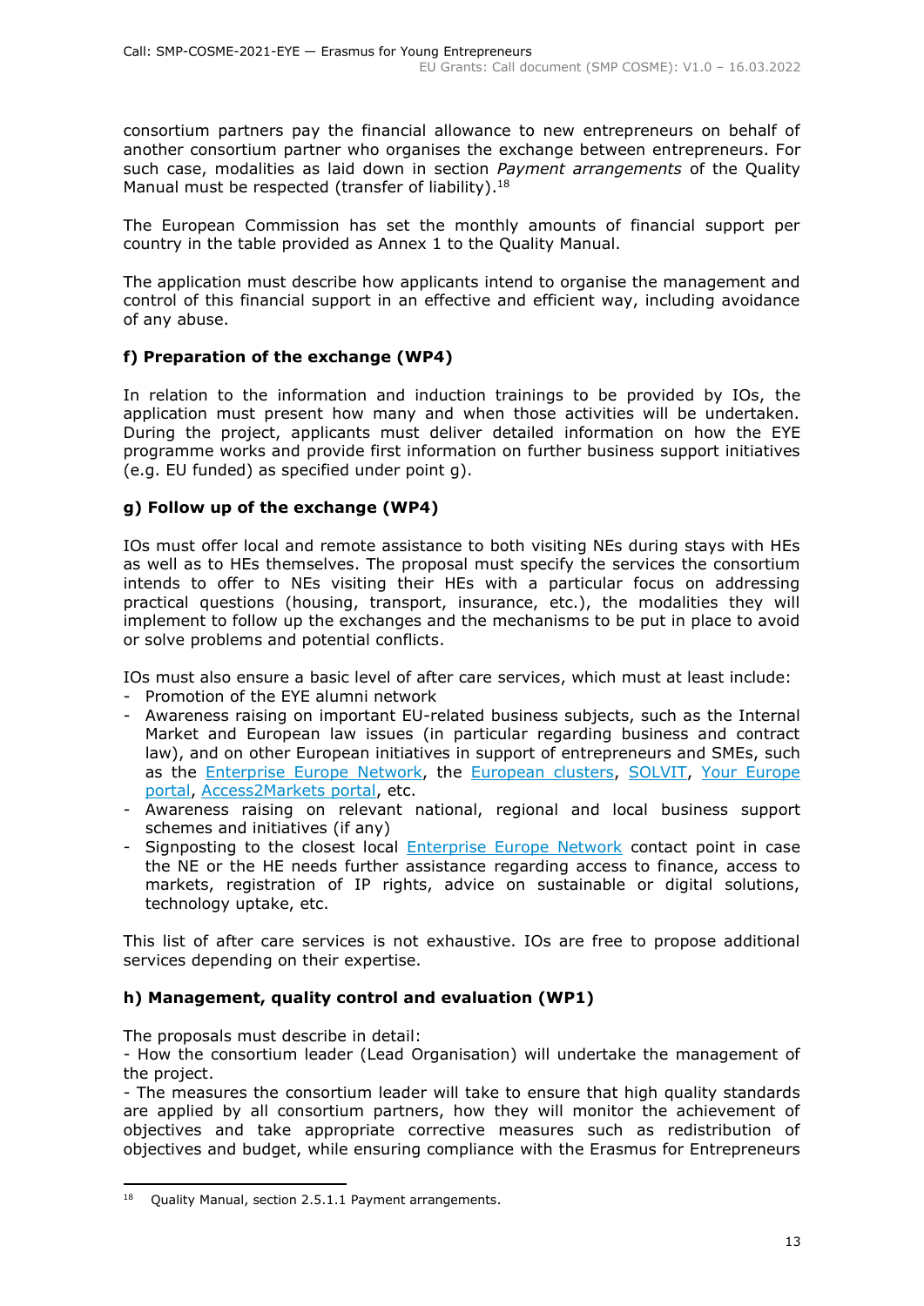consortium partners pay the financial allowance to new entrepreneurs on behalf of another consortium partner who organises the exchange between entrepreneurs. For such case, modalities as laid down in section *Payment arrangements* of the Quality Manual must be respected (transfer of liability).[18]

The European Commission has set the monthly amounts of financial support per country in the table provided as Annex 1 to the Quality Manual.

The application must describe how applicants intend to organise the management and control of this financial support in an effective and efficient way, including avoidance of any abuse.

### f) Preparation of the exchange (WP4)

In relation to the information and induction trainings to be provided by IOs, the application must present how many and when those activities will be undertaken. During the project, applicants must deliver detailed information on how the EYE programme works and provide first information on further business support initiatives (e.g. EU funded) as specified under point g).

### g) Follow up of the exchange (WP4)

IOs must offer local and remote assistance to both visiting NEs during stays with HEs as well as to HEs themselves. The proposal must specify the services the consortium intends to offer to NEs visiting their HEs with a particular focus on addressing practical questions (housing, transport, insurance, etc.), the modalities they will implement to follow up the exchanges and the mechanisms to be put in place to avoid or solve problems and potential conflicts.

IOs must also ensure a basic level of after care services, which must at least include:

- Promotion of the EYE alumni network
- Awareness raising on important EU-related business subjects, such as the Internal Market and European law issues (in particular regarding business and contract law), and on other European initiatives in support of entrepreneurs and SMEs, such as the Enterprise Europe Network, the European clusters, SOLVIT, Your Europe portal, Access2Markets portal, etc.
- Awareness raising on relevant national, regional and local business support schemes and initiatives (if any)
- Signposting to the closest local Enterprise Europe Network contact point in case the NE or the HE needs further assistance regarding access to finance, access to markets, registration of IP rights, advice on sustainable or digital solutions, technology uptake, etc.

This list of after care services is not exhaustive. IOs are free to propose additional services depending on their expertise.

### h) Management, quality control and evaluation (WP1)

The proposals must describe in detail:

- How the consortium leader (Lead Organisation) will undertake the management of the project.
- The measures the consortium leader will take to ensure that high quality standards are applied by all consortium partners, how they will monitor the achievement of objectives and take appropriate corrective measures such as redistribution of objectives and budget, while ensuring compliance with the Erasmus for Entrepreneurs

---

[18] Quality Manual, section 2.5.1.1 Payment arrangements.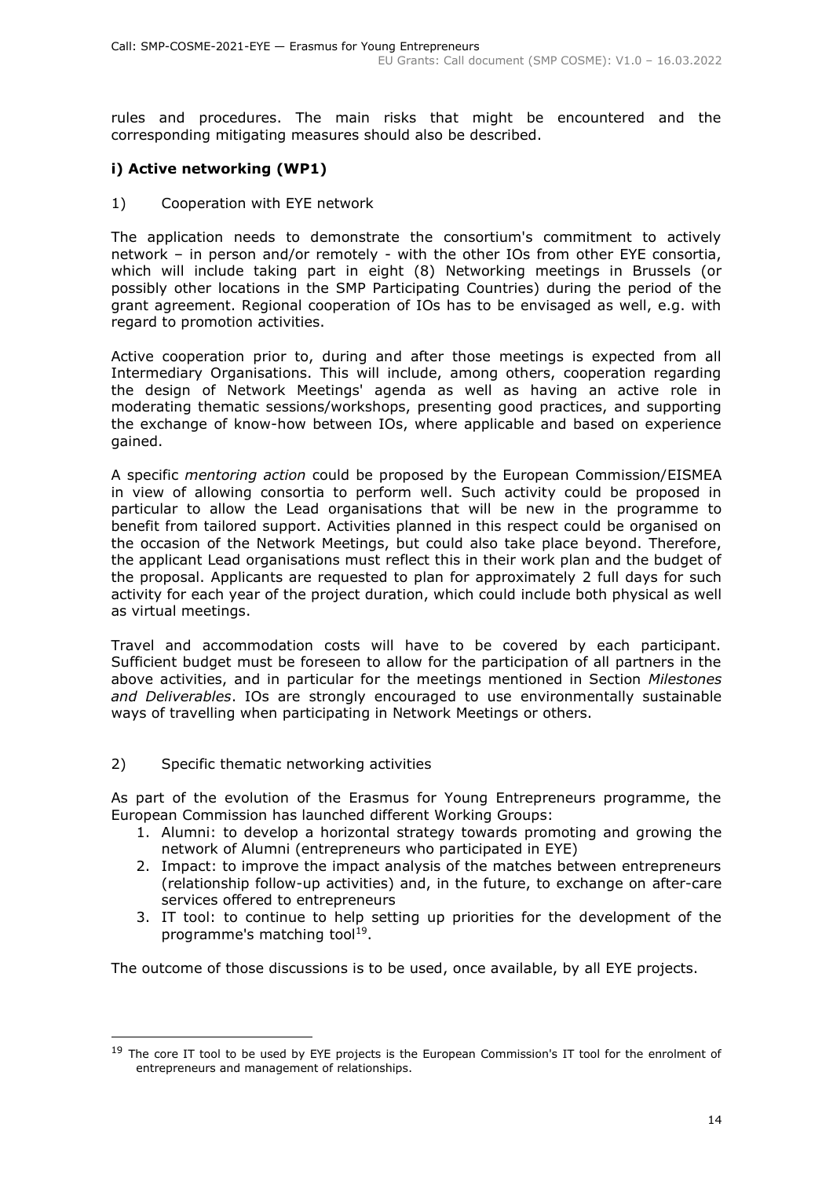rules and procedures. The main risks that might be encountered and the corresponding mitigating measures should also be described.

### i) Active networking (WP1)

1) Cooperation with EYE network

The application needs to demonstrate the consortium's commitment to actively network – in person and/or remotely - with the other IOs from other EYE consortia, which will include taking part in eight (8) Networking meetings in Brussels (or possibly other locations in the SMP Participating Countries) during the period of the grant agreement. Regional cooperation of IOs has to be envisaged as well, e.g. with regard to promotion activities.

Active cooperation prior to, during and after those meetings is expected from all Intermediary Organisations. This will include, among others, cooperation regarding the design of Network Meetings' agenda as well as having an active role in moderating thematic sessions/workshops, presenting good practices, and supporting the exchange of know-how between IOs, where applicable and based on experience gained.

A specific *mentoring action* could be proposed by the European Commission/EISMEA in view of allowing consortia to perform well. Such activity could be proposed in particular to allow the Lead organisations that will be new in the programme to benefit from tailored support. Activities planned in this respect could be organised on the occasion of the Network Meetings, but could also take place beyond. Therefore, the applicant Lead organisations must reflect this in their work plan and the budget of the proposal. Applicants are requested to plan for approximately 2 full days for such activity for each year of the project duration, which could include both physical as well as virtual meetings.

Travel and accommodation costs will have to be covered by each participant. Sufficient budget must be foreseen to allow for the participation of all partners in the above activities, and in particular for the meetings mentioned in Section *Milestones and Deliverables*. IOs are strongly encouraged to use environmentally sustainable ways of travelling when participating in Network Meetings or others.

2) Specific thematic networking activities

As part of the evolution of the Erasmus for Young Entrepreneurs programme, the European Commission has launched different Working Groups:

1. Alumni: to develop a horizontal strategy towards promoting and growing the network of Alumni (entrepreneurs who participated in EYE)
2. Impact: to improve the impact analysis of the matches between entrepreneurs (relationship follow-up activities) and, in the future, to exchange on after-care services offered to entrepreneurs
3. IT tool: to continue to help setting up priorities for the development of the programme's matching tool[19].

The outcome of those discussions is to be used, once available, by all EYE projects.

[19] The core IT tool to be used by EYE projects is the European Commission's IT tool for the enrolment of entrepreneurs and management of relationships.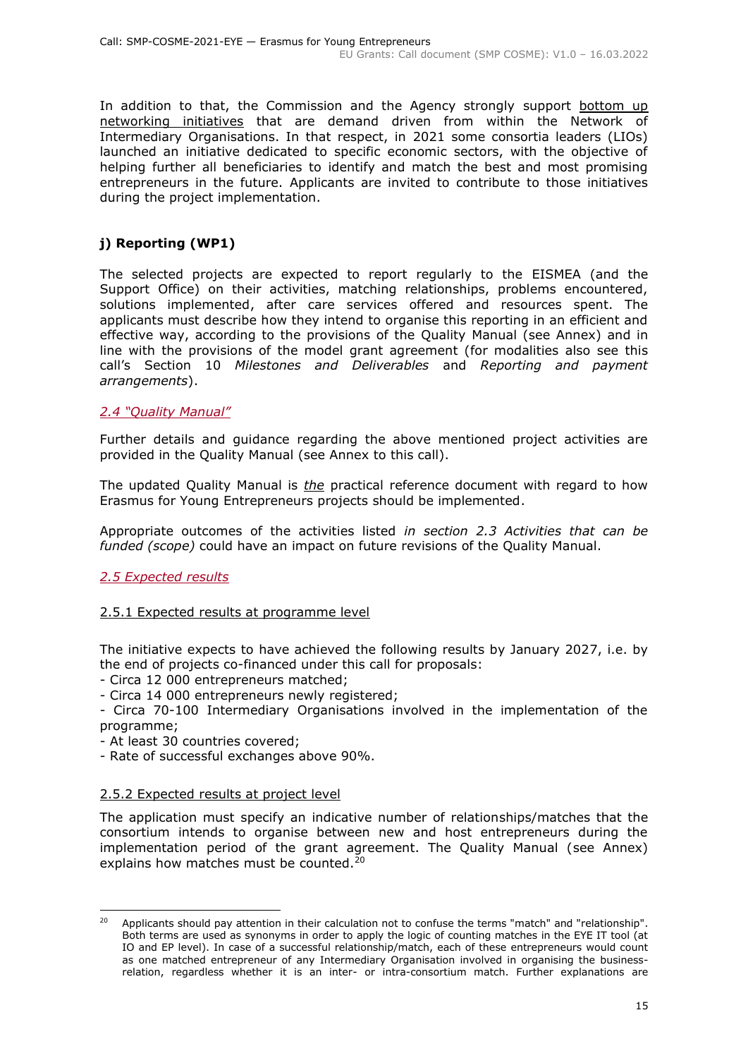In addition to that, the Commission and the Agency strongly support bottom up networking initiatives that are demand driven from within the Network of Intermediary Organisations. In that respect, in 2021 some consortia leaders (LIOs) launched an initiative dedicated to specific economic sectors, with the objective of helping further all beneficiaries to identify and match the best and most promising entrepreneurs in the future. Applicants are invited to contribute to those initiatives during the project implementation.

#### j) Reporting (WP1)

The selected projects are expected to report regularly to the EISMEA (and the Support Office) on their activities, matching relationships, problems encountered, solutions implemented, after care services offered and resources spent. The applicants must describe how they intend to organise this reporting in an efficient and effective way, according to the provisions of the Quality Manual (see Annex) and in line with the provisions of the model grant agreement (for modalities also see this call's Section 10 *Milestones and Deliverables* and *Reporting and payment arrangements*).

### *2.4 "Quality Manual"*

Further details and guidance regarding the above mentioned project activities are provided in the Quality Manual (see Annex to this call).

The updated Quality Manual is *the* practical reference document with regard to how Erasmus for Young Entrepreneurs projects should be implemented.

Appropriate outcomes of the activities listed *in section 2.3 Activities that can be funded (scope)* could have an impact on future revisions of the Quality Manual.

### *2.5 Expected results*

#### 2.5.1 Expected results at programme level

The initiative expects to have achieved the following results by January 2027, i.e. by the end of projects co-financed under this call for proposals:

- Circa 12 000 entrepreneurs matched;
- Circa 14 000 entrepreneurs newly registered;
- Circa 70-100 Intermediary Organisations involved in the implementation of the programme;
- At least 30 countries covered;
- Rate of successful exchanges above 90%.

#### 2.5.2 Expected results at project level

The application must specify an indicative number of relationships/matches that the consortium intends to organise between new and host entrepreneurs during the implementation period of the grant agreement. The Quality Manual (see Annex) explains how matches must be counted.[20]

---

[20] Applicants should pay attention in their calculation not to confuse the terms "match" and "relationship". Both terms are used as synonyms in order to apply the logic of counting matches in the EYE IT tool (at IO and EP level). In case of a successful relationship/match, each of these entrepreneurs would count as one matched entrepreneur of any Intermediary Organisation involved in organising the business-relation, regardless whether it is an inter- or intra-consortium match. Further explanations are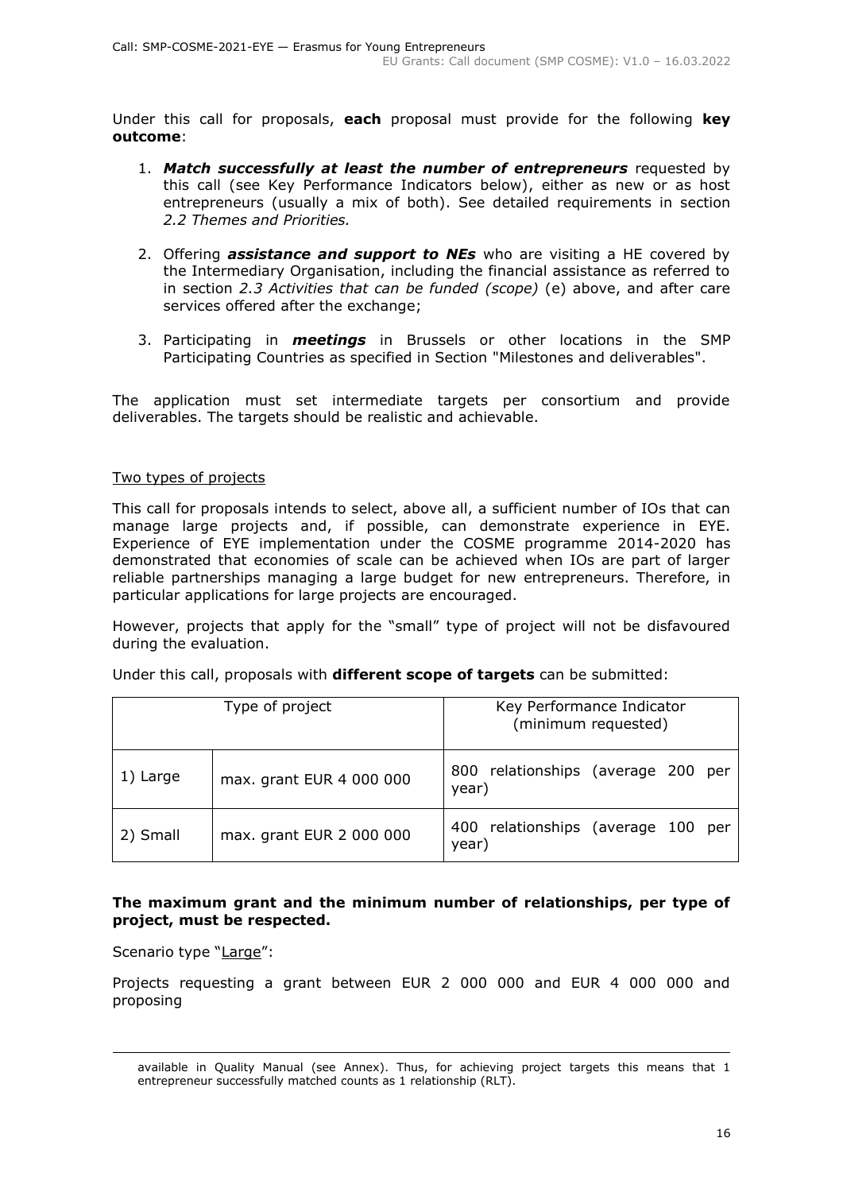Under this call for proposals, **each** proposal must provide for the following **key outcome**:

1. ***Match successfully at least the number of entrepreneurs*** requested by this call (see Key Performance Indicators below), either as new or as host entrepreneurs (usually a mix of both). See detailed requirements in section *2.2 Themes and Priorities.*
2. Offering ***assistance and support to NEs*** who are visiting a HE covered by the Intermediary Organisation, including the financial assistance as referred to in section *2.3 Activities that can be funded (scope)* (e) above, and after care services offered after the exchange;
3. Participating in ***meetings*** in Brussels or other locations in the SMP Participating Countries as specified in Section "Milestones and deliverables".

The application must set intermediate targets per consortium and provide deliverables. The targets should be realistic and achievable.

Two types of projects

This call for proposals intends to select, above all, a sufficient number of IOs that can manage large projects and, if possible, can demonstrate experience in EYE. Experience of EYE implementation under the COSME programme 2014-2020 has demonstrated that economies of scale can be achieved when IOs are part of larger reliable partnerships managing a large budget for new entrepreneurs. Therefore, in particular applications for large projects are encouraged.

However, projects that apply for the "small" type of project will not be disfavoured during the evaluation.

Under this call, proposals with **different scope of targets** can be submitted:

| Type of project | | Key Performance Indicator (minimum requested) |
|---|---|---|
| 1) Large | max. grant EUR 4 000 000 | 800 relationships (average 200 per year) |
| 2) Small | max. grant EUR 2 000 000 | 400 relationships (average 100 per year) |

**The maximum grant and the minimum number of relationships, per type of project, must be respected.**

Scenario type "Large":

Projects requesting a grant between EUR 2 000 000 and EUR 4 000 000 and proposing

available in Quality Manual (see Annex). Thus, for achieving project targets this means that 1 entrepreneur successfully matched counts as 1 relationship (RLT).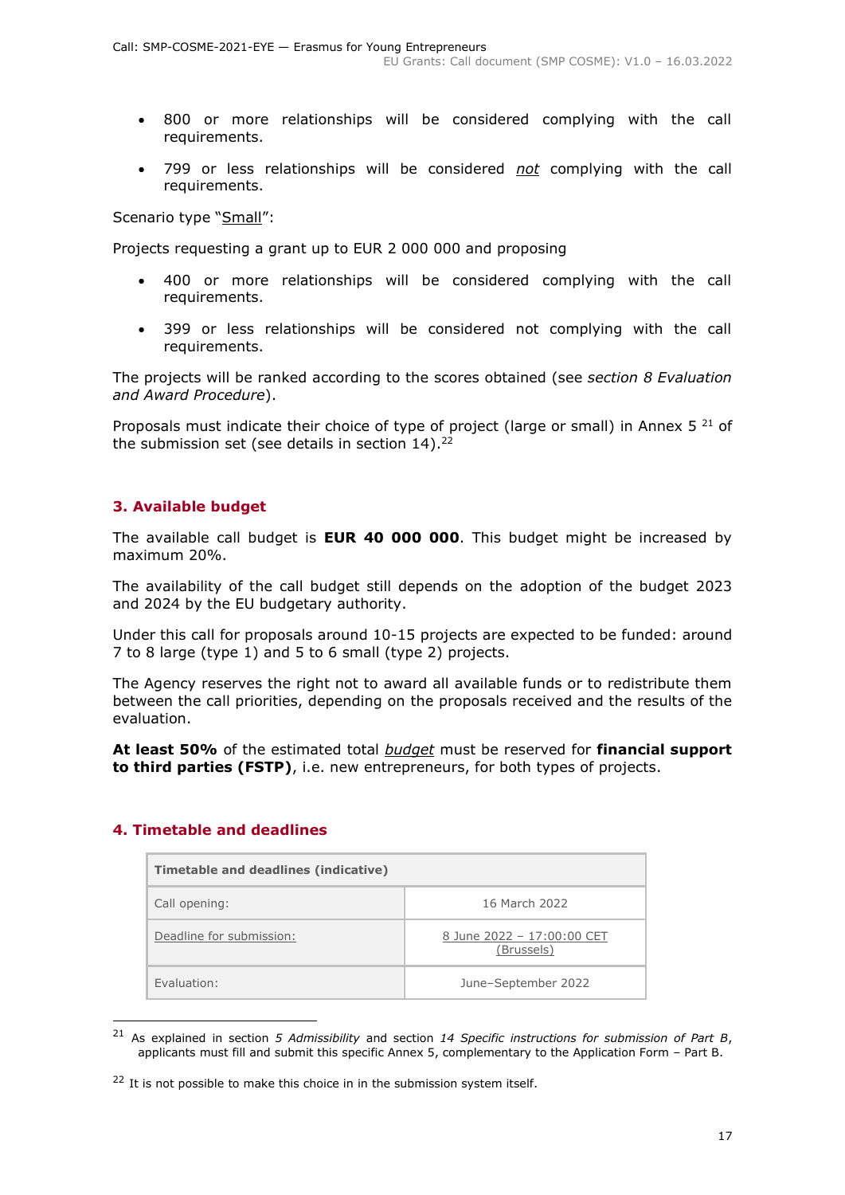- 800 or more relationships will be considered complying with the call requirements.
- 799 or less relationships will be considered *not* complying with the call requirements.

Scenario type "Small":

Projects requesting a grant up to EUR 2 000 000 and proposing

- 400 or more relationships will be considered complying with the call requirements.
- 399 or less relationships will be considered not complying with the call requirements.

The projects will be ranked according to the scores obtained (see *section 8 Evaluation and Award Procedure*).

Proposals must indicate their choice of type of project (large or small) in Annex 5 [21] of the submission set (see details in section 14).[22]

## 3. Available budget

The available call budget is **EUR 40 000 000**. This budget might be increased by maximum 20%.

The availability of the call budget still depends on the adoption of the budget 2023 and 2024 by the EU budgetary authority.

Under this call for proposals around 10-15 projects are expected to be funded: around 7 to 8 large (type 1) and 5 to 6 small (type 2) projects.

The Agency reserves the right not to award all available funds or to redistribute them between the call priorities, depending on the proposals received and the results of the evaluation.

**At least 50%** of the estimated total *budget* must be reserved for **financial support to third parties (FSTP)**, i.e. new entrepreneurs, for both types of projects.

## 4. Timetable and deadlines

| Timetable and deadlines (indicative) | |
|---|---|
| Call opening: | 16 March 2022 |
| Deadline for submission: | 8 June 2022 – 17:00:00 CET (Brussels) |
| Evaluation: | June–September 2022 |

[21] As explained in section *5 Admissibility* and section *14 Specific instructions for submission of Part B*, applicants must fill and submit this specific Annex 5, complementary to the Application Form – Part B.

[22] It is not possible to make this choice in in the submission system itself.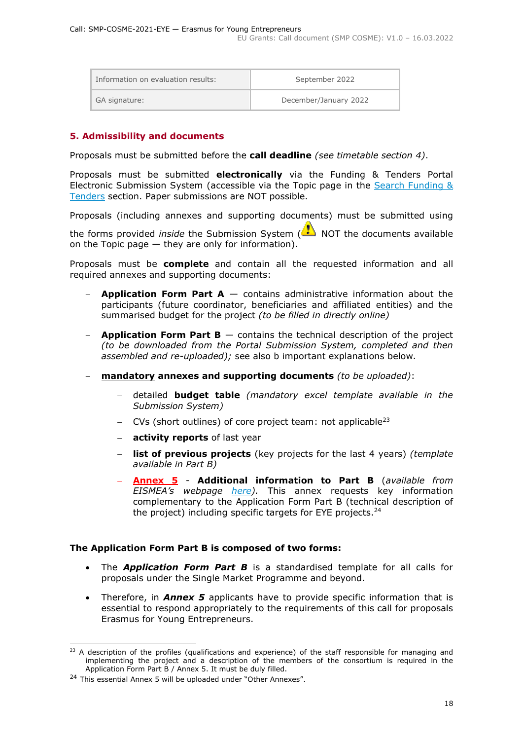| Information on evaluation results: | September 2022 |
| --- | --- |
| GA signature: | December/January 2022 |

## 5. Admissibility and documents

Proposals must be submitted before the **call deadline** *(see timetable section 4)*.

Proposals must be submitted **electronically** via the Funding & Tenders Portal Electronic Submission System (accessible via the Topic page in the Search Funding & Tenders section. Paper submissions are NOT possible.

Proposals (including annexes and supporting documents) must be submitted using the forms provided *inside* the Submission System (⚠ NOT the documents available on the Topic page — they are only for information).

Proposals must be **complete** and contain all the requested information and all required annexes and supporting documents:

- **Application Form Part A** — contains administrative information about the participants (future coordinator, beneficiaries and affiliated entities) and the summarised budget for the project *(to be filled in directly online)*
- **Application Form Part B** — contains the technical description of the project *(to be downloaded from the Portal Submission System, completed and then assembled and re-uploaded);* see also b important explanations below.
- **mandatory annexes and supporting documents** *(to be uploaded)*:
  - detailed **budget table** *(mandatory excel template available in the Submission System)*
  - CVs (short outlines) of core project team: not applicable[23]
  - **activity reports** of last year
  - **list of previous projects** (key projects for the last 4 years) *(template available in Part B)*
  - **Annex 5** - **Additional information to Part B** (*available from EISMEA's webpage here*). This annex requests key information complementary to the Application Form Part B (technical description of the project) including specific targets for EYE projects.[24]

**The Application Form Part B is composed of two forms:**

- The ***Application Form Part B*** is a standardised template for all calls for proposals under the Single Market Programme and beyond.
- Therefore, in ***Annex 5*** applicants have to provide specific information that is essential to respond appropriately to the requirements of this call for proposals Erasmus for Young Entrepreneurs.

---

[23] A description of the profiles (qualifications and experience) of the staff responsible for managing and implementing the project and a description of the members of the consortium is required in the Application Form Part B / Annex 5. It must be duly filled.

[24] This essential Annex 5 will be uploaded under "Other Annexes".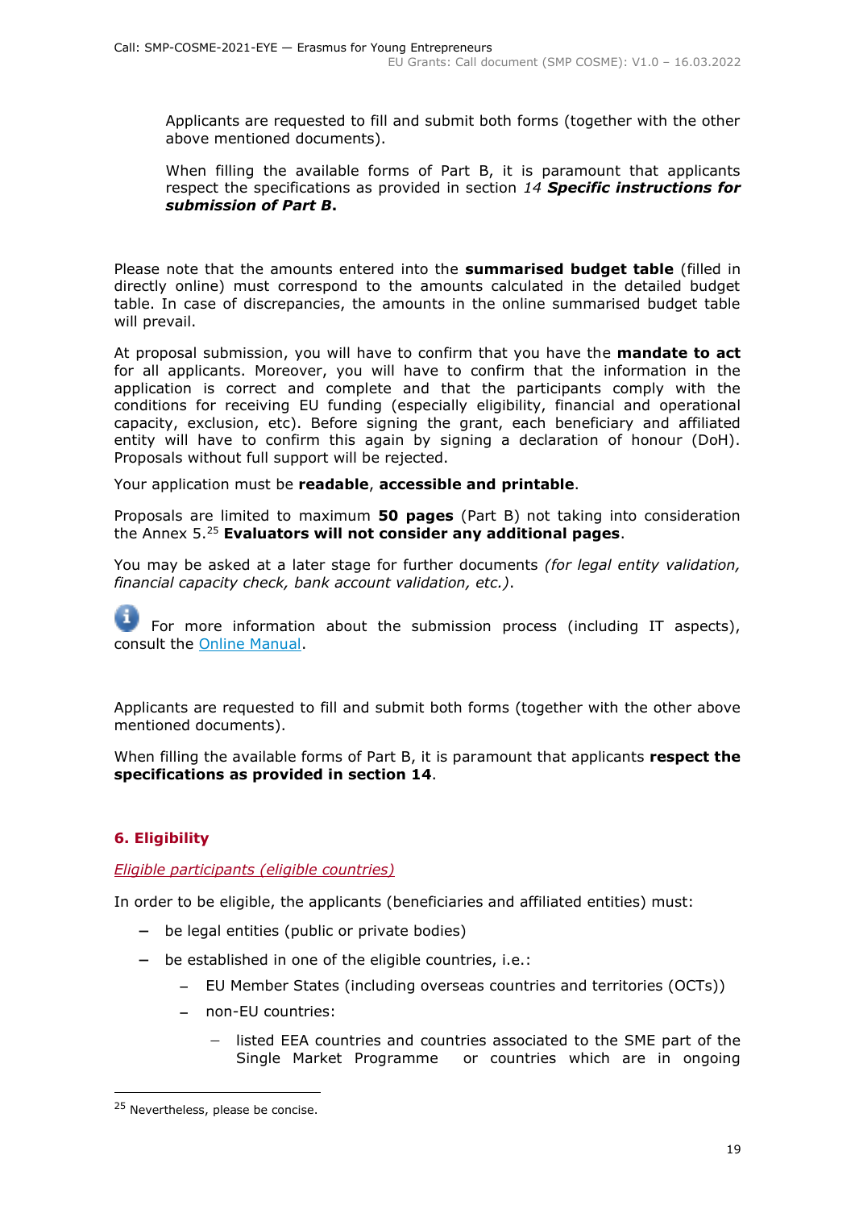Applicants are requested to fill and submit both forms (together with the other above mentioned documents).

When filling the available forms of Part B, it is paramount that applicants respect the specifications as provided in section *14* ***Specific instructions for submission of Part B*****.**

Please note that the amounts entered into the **summarised budget table** (filled in directly online) must correspond to the amounts calculated in the detailed budget table. In case of discrepancies, the amounts in the online summarised budget table will prevail.

At proposal submission, you will have to confirm that you have the **mandate to act** for all applicants. Moreover, you will have to confirm that the information in the application is correct and complete and that the participants comply with the conditions for receiving EU funding (especially eligibility, financial and operational capacity, exclusion, etc). Before signing the grant, each beneficiary and affiliated entity will have to confirm this again by signing a declaration of honour (DoH). Proposals without full support will be rejected.

Your application must be **readable**, **accessible and printable**.

Proposals are limited to maximum **50 pages** (Part B) not taking into consideration the Annex 5.[25] **Evaluators will not consider any additional pages**.

You may be asked at a later stage for further documents *(for legal entity validation, financial capacity check, bank account validation, etc.)*.

For more information about the submission process (including IT aspects), consult the Online Manual.

Applicants are requested to fill and submit both forms (together with the other above mentioned documents).

When filling the available forms of Part B, it is paramount that applicants **respect the specifications as provided in section 14**.

## 6. Eligibility

*Eligible participants (eligible countries)*

In order to be eligible, the applicants (beneficiaries and affiliated entities) must:

- be legal entities (public or private bodies)
- be established in one of the eligible countries, i.e.:
  - EU Member States (including overseas countries and territories (OCTs))
  - non-EU countries:
    - listed EEA countries and countries associated to the SME part of the Single Market Programme or countries which are in ongoing

[25] Nevertheless, please be concise.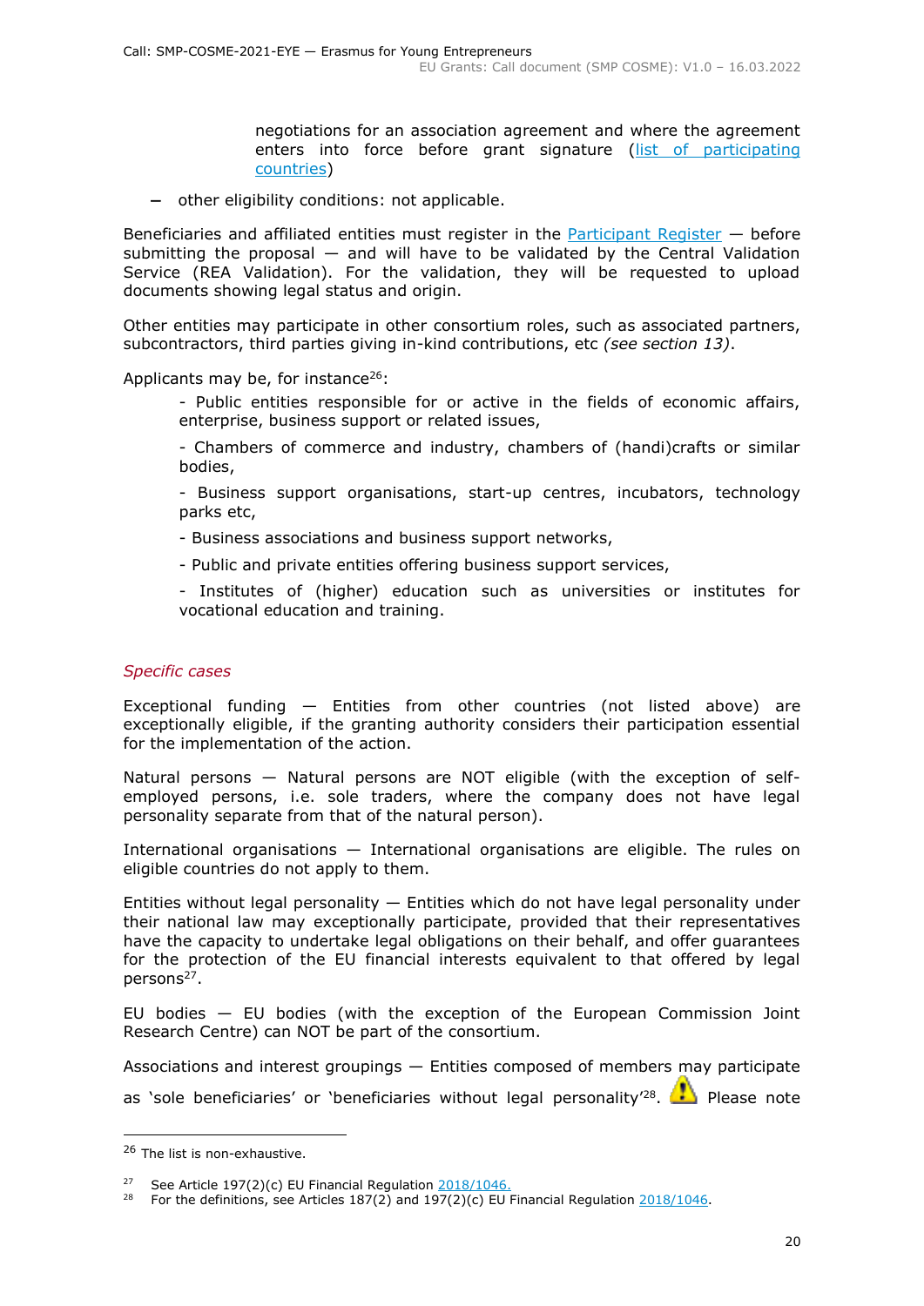negotiations for an association agreement and where the agreement enters into force before grant signature (list of participating countries)

- other eligibility conditions: not applicable.

Beneficiaries and affiliated entities must register in the Participant Register — before submitting the proposal — and will have to be validated by the Central Validation Service (REA Validation). For the validation, they will be requested to upload documents showing legal status and origin.

Other entities may participate in other consortium roles, such as associated partners, subcontractors, third parties giving in-kind contributions, etc *(see section 13)*.

Applicants may be, for instance[26]:

- Public entities responsible for or active in the fields of economic affairs, enterprise, business support or related issues,
- Chambers of commerce and industry, chambers of (handi)crafts or similar bodies,
- Business support organisations, start-up centres, incubators, technology parks etc,
- Business associations and business support networks,
- Public and private entities offering business support services,
- Institutes of (higher) education such as universities or institutes for vocational education and training.

*Specific cases*

Exceptional funding — Entities from other countries (not listed above) are exceptionally eligible, if the granting authority considers their participation essential for the implementation of the action.

Natural persons — Natural persons are NOT eligible (with the exception of self-employed persons, i.e. sole traders, where the company does not have legal personality separate from that of the natural person).

International organisations — International organisations are eligible. The rules on eligible countries do not apply to them.

Entities without legal personality — Entities which do not have legal personality under their national law may exceptionally participate, provided that their representatives have the capacity to undertake legal obligations on their behalf, and offer guarantees for the protection of the EU financial interests equivalent to that offered by legal persons[27].

EU bodies — EU bodies (with the exception of the European Commission Joint Research Centre) can NOT be part of the consortium.

Associations and interest groupings — Entities composed of members may participate as 'sole beneficiaries' or 'beneficiaries without legal personality'[28]. ⚠ Please note

---

[26] The list is non-exhaustive.

[27] See Article 197(2)(c) EU Financial Regulation 2018/1046.

[28] For the definitions, see Articles 187(2) and 197(2)(c) EU Financial Regulation 2018/1046.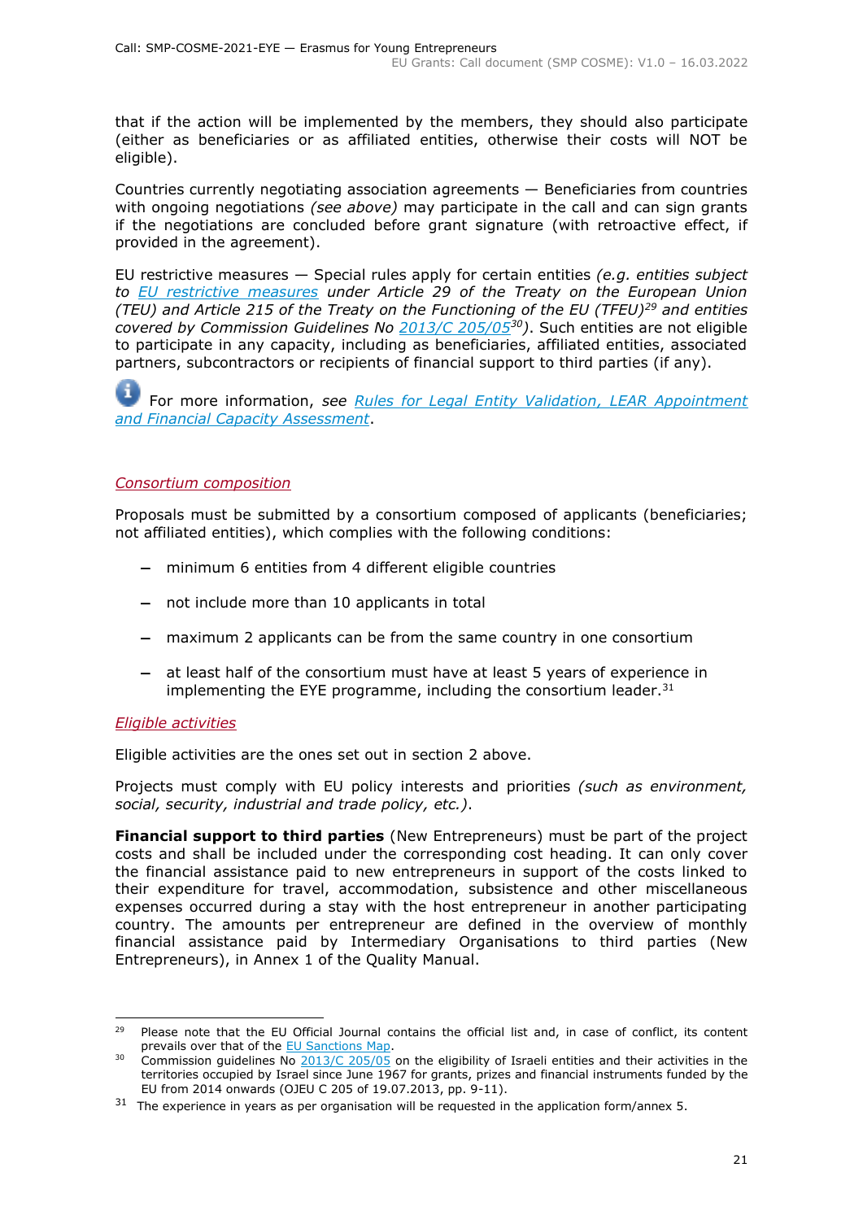that if the action will be implemented by the members, they should also participate (either as beneficiaries or as affiliated entities, otherwise their costs will NOT be eligible).

Countries currently negotiating association agreements — Beneficiaries from countries with ongoing negotiations *(see above)* may participate in the call and can sign grants if the negotiations are concluded before grant signature (with retroactive effect, if provided in the agreement).

EU restrictive measures — Special rules apply for certain entities *(e.g. entities subject to EU restrictive measures under Article 29 of the Treaty on the European Union (TEU) and Article 215 of the Treaty on the Functioning of the EU (TFEU)*[29] *and entities covered by Commission Guidelines No 2013/C 205/05*[30]*)*. Such entities are not eligible to participate in any capacity, including as beneficiaries, affiliated entities, associated partners, subcontractors or recipients of financial support to third parties (if any).

For more information, *see Rules for Legal Entity Validation, LEAR Appointment and Financial Capacity Assessment*.

*Consortium composition*

Proposals must be submitted by a consortium composed of applicants (beneficiaries; not affiliated entities), which complies with the following conditions:

- minimum 6 entities from 4 different eligible countries
- not include more than 10 applicants in total
- maximum 2 applicants can be from the same country in one consortium
- at least half of the consortium must have at least 5 years of experience in implementing the EYE programme, including the consortium leader.[31]

*Eligible activities*

Eligible activities are the ones set out in section 2 above.

Projects must comply with EU policy interests and priorities *(such as environment, social, security, industrial and trade policy, etc.)*.

**Financial support to third parties** (New Entrepreneurs) must be part of the project costs and shall be included under the corresponding cost heading. It can only cover the financial assistance paid to new entrepreneurs in support of the costs linked to their expenditure for travel, accommodation, subsistence and other miscellaneous expenses occurred during a stay with the host entrepreneur in another participating country. The amounts per entrepreneur are defined in the overview of monthly financial assistance paid by Intermediary Organisations to third parties (New Entrepreneurs), in Annex 1 of the Quality Manual.

---

[29] Please note that the EU Official Journal contains the official list and, in case of conflict, its content prevails over that of the EU Sanctions Map.

[30] Commission guidelines No 2013/C 205/05 on the eligibility of Israeli entities and their activities in the territories occupied by Israel since June 1967 for grants, prizes and financial instruments funded by the EU from 2014 onwards (OJEU C 205 of 19.07.2013, pp. 9-11).

[31] The experience in years as per organisation will be requested in the application form/annex 5.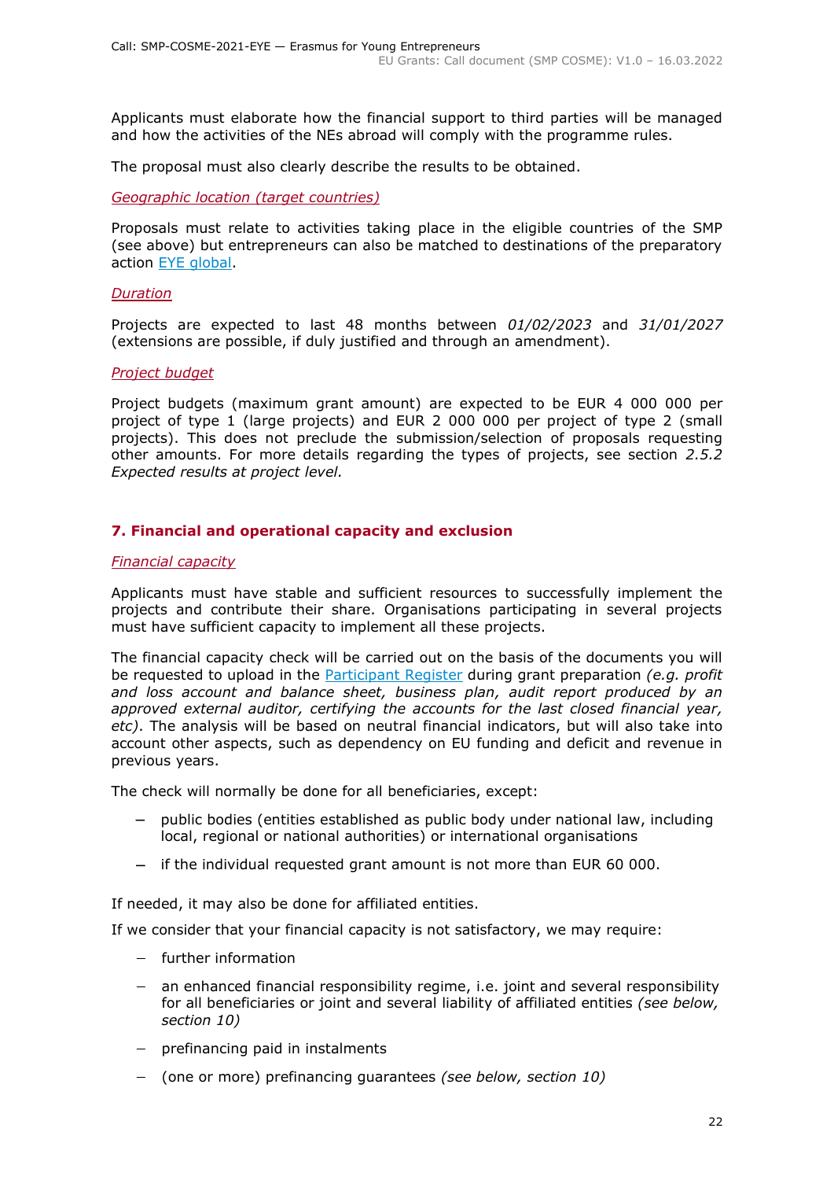Applicants must elaborate how the financial support to third parties will be managed and how the activities of the NEs abroad will comply with the programme rules.

The proposal must also clearly describe the results to be obtained.

*Geographic location (target countries)*

Proposals must relate to activities taking place in the eligible countries of the SMP (see above) but entrepreneurs can also be matched to destinations of the preparatory action [EYE global](https://www.eyeglobal.eu).

*Duration*

Projects are expected to last 48 months between *01/02/2023* and *31/01/2027* (extensions are possible, if duly justified and through an amendment).

*Project budget*

Project budgets (maximum grant amount) are expected to be EUR 4 000 000 per project of type 1 (large projects) and EUR 2 000 000 per project of type 2 (small projects). This does not preclude the submission/selection of proposals requesting other amounts. For more details regarding the types of projects, see section *2.5.2 Expected results at project level.*

## 7. Financial and operational capacity and exclusion

*Financial capacity*

Applicants must have stable and sufficient resources to successfully implement the projects and contribute their share. Organisations participating in several projects must have sufficient capacity to implement all these projects.

The financial capacity check will be carried out on the basis of the documents you will be requested to upload in the Participant Register during grant preparation *(e.g. profit and loss account and balance sheet, business plan, audit report produced by an approved external auditor, certifying the accounts for the last closed financial year, etc)*. The analysis will be based on neutral financial indicators, but will also take into account other aspects, such as dependency on EU funding and deficit and revenue in previous years.

The check will normally be done for all beneficiaries, except:

- public bodies (entities established as public body under national law, including local, regional or national authorities) or international organisations
- if the individual requested grant amount is not more than EUR 60 000.

If needed, it may also be done for affiliated entities.

If we consider that your financial capacity is not satisfactory, we may require:

- further information
- an enhanced financial responsibility regime, i.e. joint and several responsibility for all beneficiaries or joint and several liability of affiliated entities *(see below, section 10)*
- prefinancing paid in instalments
- (one or more) prefinancing guarantees *(see below, section 10)*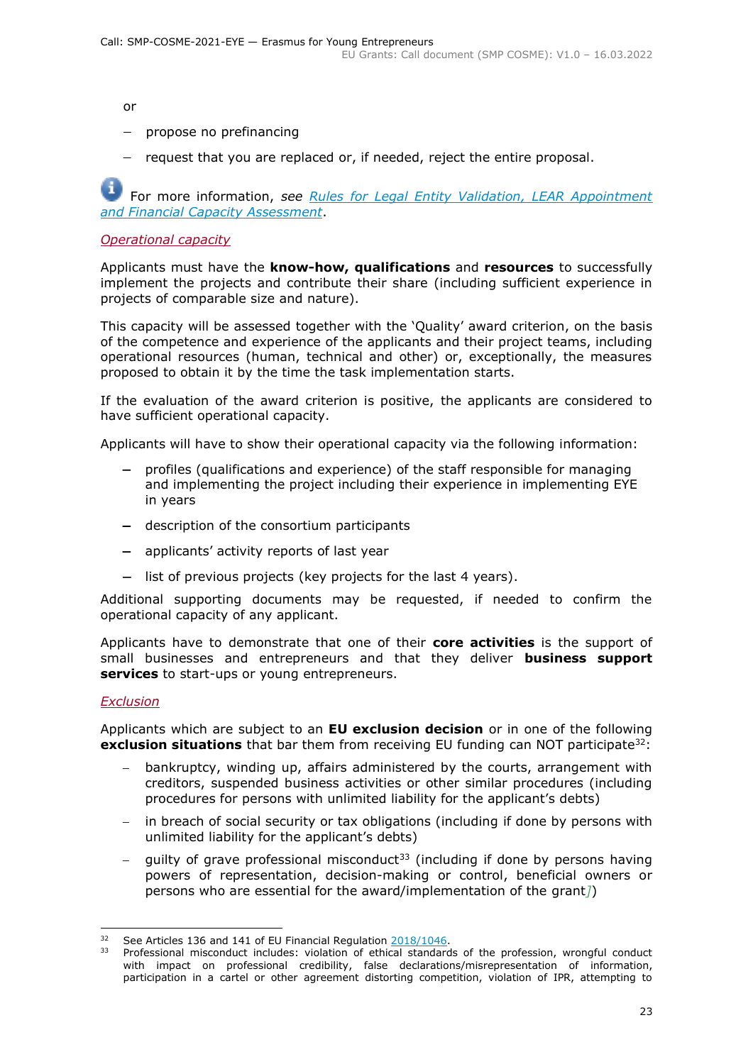or

- propose no prefinancing
- request that you are replaced or, if needed, reject the entire proposal.

For more information, *see [Rules for Legal Entity Validation, LEAR Appointment and Financial Capacity Assessment](#)*.

*Operational capacity*

Applicants must have the **know-how, qualifications** and **resources** to successfully implement the projects and contribute their share (including sufficient experience in projects of comparable size and nature).

This capacity will be assessed together with the 'Quality' award criterion, on the basis of the competence and experience of the applicants and their project teams, including operational resources (human, technical and other) or, exceptionally, the measures proposed to obtain it by the time the task implementation starts.

If the evaluation of the award criterion is positive, the applicants are considered to have sufficient operational capacity.

Applicants will have to show their operational capacity via the following information:

- profiles (qualifications and experience) of the staff responsible for managing and implementing the project including their experience in implementing EYE in years
- description of the consortium participants
- applicants' activity reports of last year
- list of previous projects (key projects for the last 4 years).

Additional supporting documents may be requested, if needed to confirm the operational capacity of any applicant.

Applicants have to demonstrate that one of their **core activities** is the support of small businesses and entrepreneurs and that they deliver **business support services** to start-ups or young entrepreneurs.

*Exclusion*

Applicants which are subject to an **EU exclusion decision** or in one of the following **exclusion situations** that bar them from receiving EU funding can NOT participate[32]:

- bankruptcy, winding up, affairs administered by the courts, arrangement with creditors, suspended business activities or other similar procedures (including procedures for persons with unlimited liability for the applicant's debts)
- in breach of social security or tax obligations (including if done by persons with unlimited liability for the applicant's debts)
- guilty of grave professional misconduct[33] (including if done by persons having powers of representation, decision-making or control, beneficial owners or persons who are essential for the award/implementation of the grant])

---

[32] See Articles 136 and 141 of EU Financial Regulation [2018/1046](#).

[33] Professional misconduct includes: violation of ethical standards of the profession, wrongful conduct with impact on professional credibility, false declarations/misrepresentation of information, participation in a cartel or other agreement distorting competition, violation of IPR, attempting to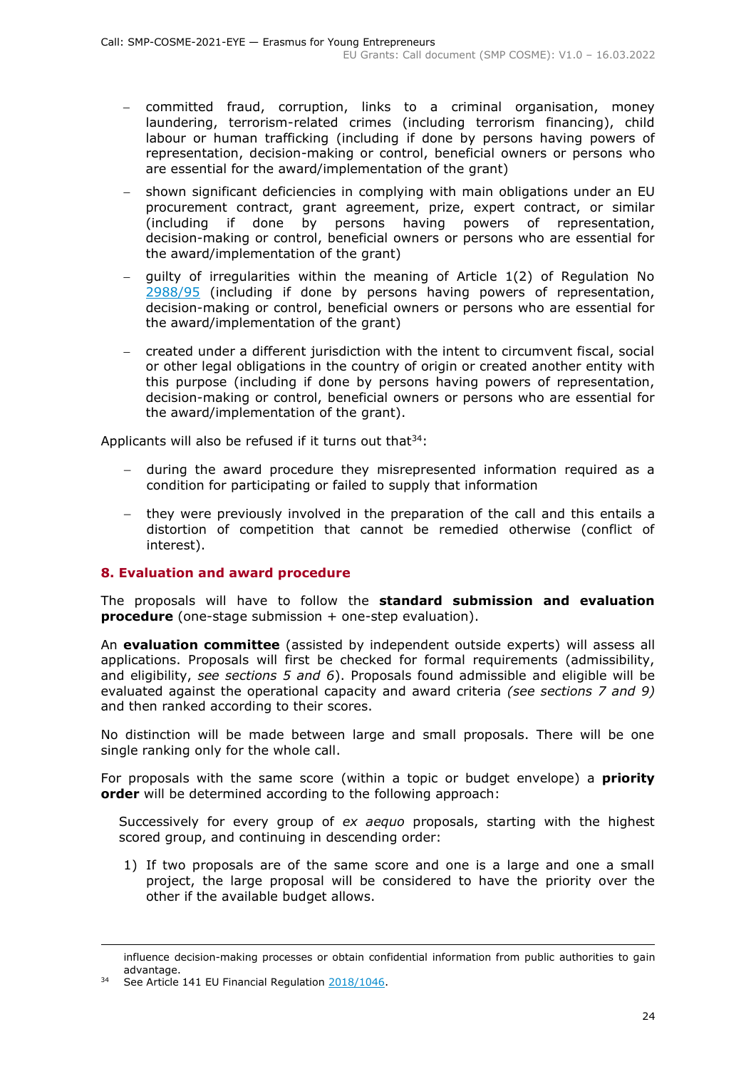- committed fraud, corruption, links to a criminal organisation, money laundering, terrorism-related crimes (including terrorism financing), child labour or human trafficking (including if done by persons having powers of representation, decision-making or control, beneficial owners or persons who are essential for the award/implementation of the grant)
- shown significant deficiencies in complying with main obligations under an EU procurement contract, grant agreement, prize, expert contract, or similar (including if done by persons having powers of representation, decision-making or control, beneficial owners or persons who are essential for the award/implementation of the grant)
- guilty of irregularities within the meaning of Article 1(2) of Regulation No 2988/95 (including if done by persons having powers of representation, decision-making or control, beneficial owners or persons who are essential for the award/implementation of the grant)
- created under a different jurisdiction with the intent to circumvent fiscal, social or other legal obligations in the country of origin or created another entity with this purpose (including if done by persons having powers of representation, decision-making or control, beneficial owners or persons who are essential for the award/implementation of the grant).

Applicants will also be refused if it turns out that[34]:

- during the award procedure they misrepresented information required as a condition for participating or failed to supply that information
- they were previously involved in the preparation of the call and this entails a distortion of competition that cannot be remedied otherwise (conflict of interest).

## 8. Evaluation and award procedure

The proposals will have to follow the **standard submission and evaluation procedure** (one-stage submission + one-step evaluation).

An **evaluation committee** (assisted by independent outside experts) will assess all applications. Proposals will first be checked for formal requirements (admissibility, and eligibility, *see sections 5 and 6*). Proposals found admissible and eligible will be evaluated against the operational capacity and award criteria *(see sections 7 and 9)* and then ranked according to their scores.

No distinction will be made between large and small proposals. There will be one single ranking only for the whole call.

For proposals with the same score (within a topic or budget envelope) a **priority order** will be determined according to the following approach:

Successively for every group of *ex aequo* proposals, starting with the highest scored group, and continuing in descending order:

1) If two proposals are of the same score and one is a large and one a small project, the large proposal will be considered to have the priority over the other if the available budget allows.

influence decision-making processes or obtain confidential information from public authorities to gain advantage.

[34] See Article 141 EU Financial Regulation 2018/1046.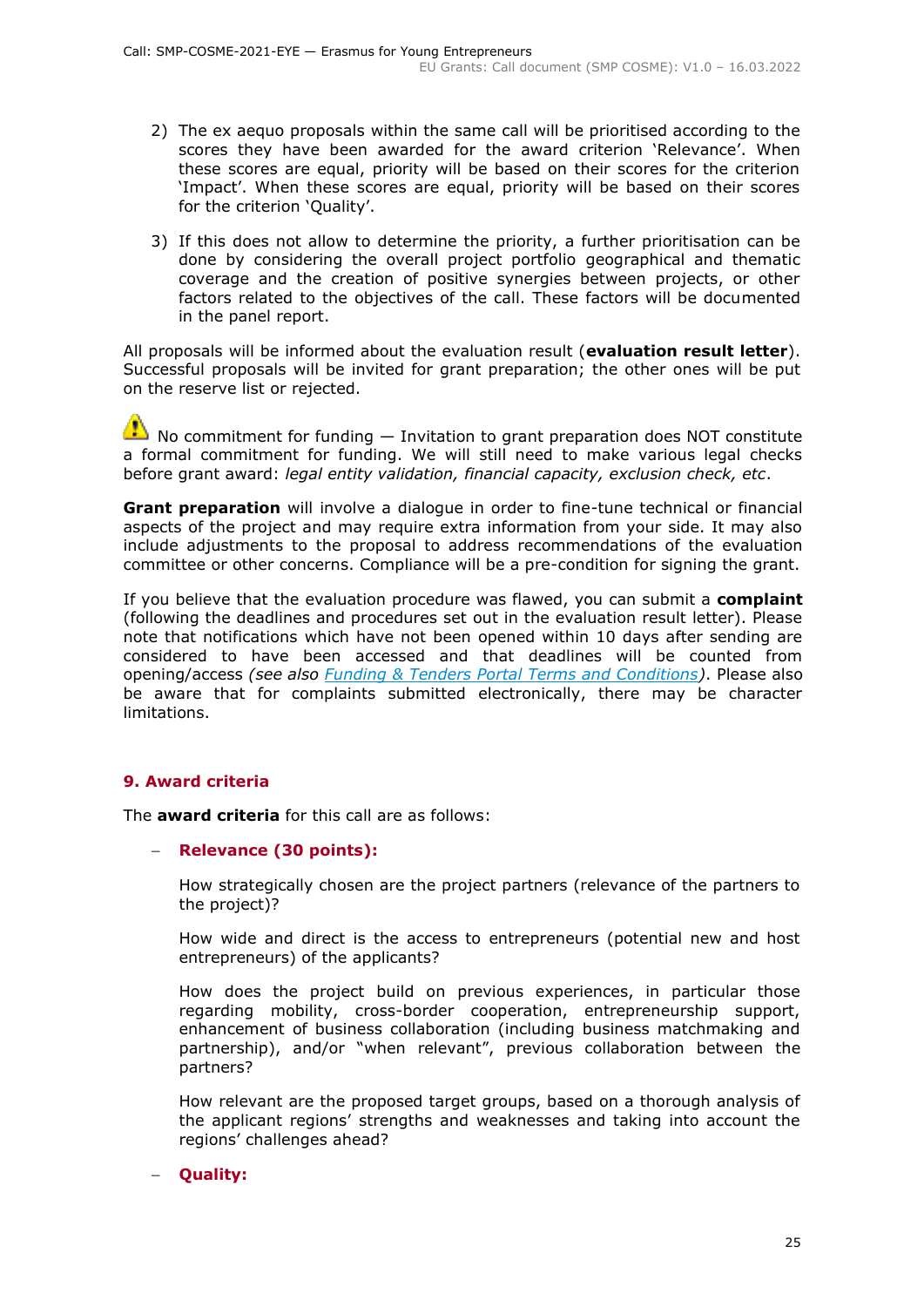2) The ex aequo proposals within the same call will be prioritised according to the scores they have been awarded for the award criterion 'Relevance'. When these scores are equal, priority will be based on their scores for the criterion 'Impact'. When these scores are equal, priority will be based on their scores for the criterion 'Quality'.

3) If this does not allow to determine the priority, a further prioritisation can be done by considering the overall project portfolio geographical and thematic coverage and the creation of positive synergies between projects, or other factors related to the objectives of the call. These factors will be documented in the panel report.

All proposals will be informed about the evaluation result (**evaluation result letter**). Successful proposals will be invited for grant preparation; the other ones will be put on the reserve list or rejected.

⚠ No commitment for funding — Invitation to grant preparation does NOT constitute a formal commitment for funding. We will still need to make various legal checks before grant award: *legal entity validation, financial capacity, exclusion check, etc*.

**Grant preparation** will involve a dialogue in order to fine-tune technical or financial aspects of the project and may require extra information from your side. It may also include adjustments to the proposal to address recommendations of the evaluation committee or other concerns. Compliance will be a pre-condition for signing the grant.

If you believe that the evaluation procedure was flawed, you can submit a **complaint** (following the deadlines and procedures set out in the evaluation result letter). Please note that notifications which have not been opened within 10 days after sending are considered to have been accessed and that deadlines will be counted from opening/access *(see also [Funding & Tenders Portal Terms and Conditions](Funding & Tenders Portal Terms and Conditions))*. Please also be aware that for complaints submitted electronically, there may be character limitations.

## 9. Award criteria

The **award criteria** for this call are as follows:

- **Relevance (30 points):**

  How strategically chosen are the project partners (relevance of the partners to the project)?

  How wide and direct is the access to entrepreneurs (potential new and host entrepreneurs) of the applicants?

  How does the project build on previous experiences, in particular those regarding mobility, cross-border cooperation, entrepreneurship support, enhancement of business collaboration (including business matchmaking and partnership), and/or "when relevant", previous collaboration between the partners?

  How relevant are the proposed target groups, based on a thorough analysis of the applicant regions' strengths and weaknesses and taking into account the regions' challenges ahead?

- **Quality:**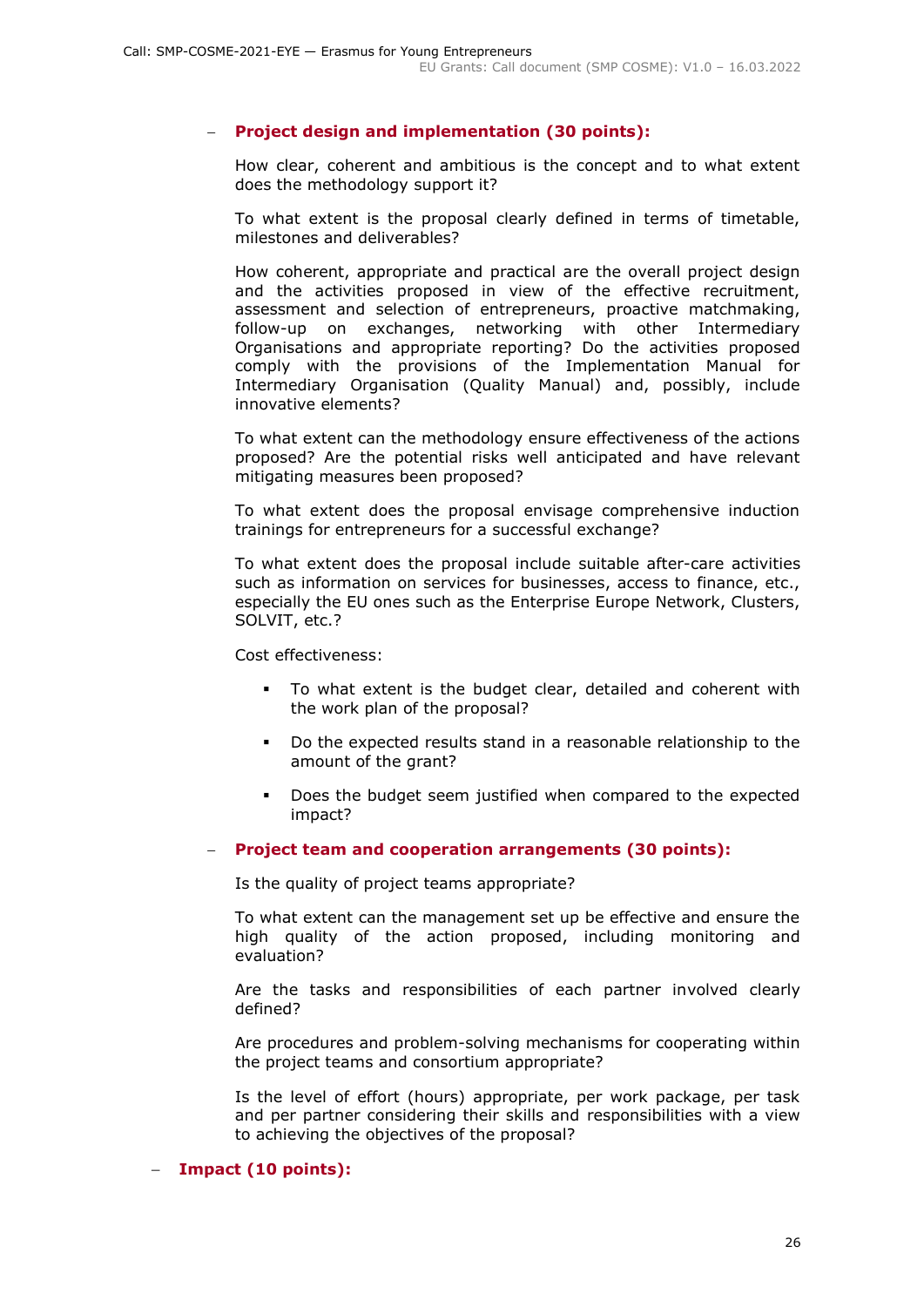- **Project design and implementation (30 points):**

  How clear, coherent and ambitious is the concept and to what extent does the methodology support it?

  To what extent is the proposal clearly defined in terms of timetable, milestones and deliverables?

  How coherent, appropriate and practical are the overall project design and the activities proposed in view of the effective recruitment, assessment and selection of entrepreneurs, proactive matchmaking, follow-up on exchanges, networking with other Intermediary Organisations and appropriate reporting? Do the activities proposed comply with the provisions of the Implementation Manual for Intermediary Organisation (Quality Manual) and, possibly, include innovative elements?

  To what extent can the methodology ensure effectiveness of the actions proposed? Are the potential risks well anticipated and have relevant mitigating measures been proposed?

  To what extent does the proposal envisage comprehensive induction trainings for entrepreneurs for a successful exchange?

  To what extent does the proposal include suitable after-care activities such as information on services for businesses, access to finance, etc., especially the EU ones such as the Enterprise Europe Network, Clusters, SOLVIT, etc.?

  Cost effectiveness:

  - To what extent is the budget clear, detailed and coherent with the work plan of the proposal?
  - Do the expected results stand in a reasonable relationship to the amount of the grant?
  - Does the budget seem justified when compared to the expected impact?

- **Project team and cooperation arrangements (30 points):**

  Is the quality of project teams appropriate?

  To what extent can the management set up be effective and ensure the high quality of the action proposed, including monitoring and evaluation?

  Are the tasks and responsibilities of each partner involved clearly defined?

  Are procedures and problem-solving mechanisms for cooperating within the project teams and consortium appropriate?

  Is the level of effort (hours) appropriate, per work package, per task and per partner considering their skills and responsibilities with a view to achieving the objectives of the proposal?

- **Impact (10 points):**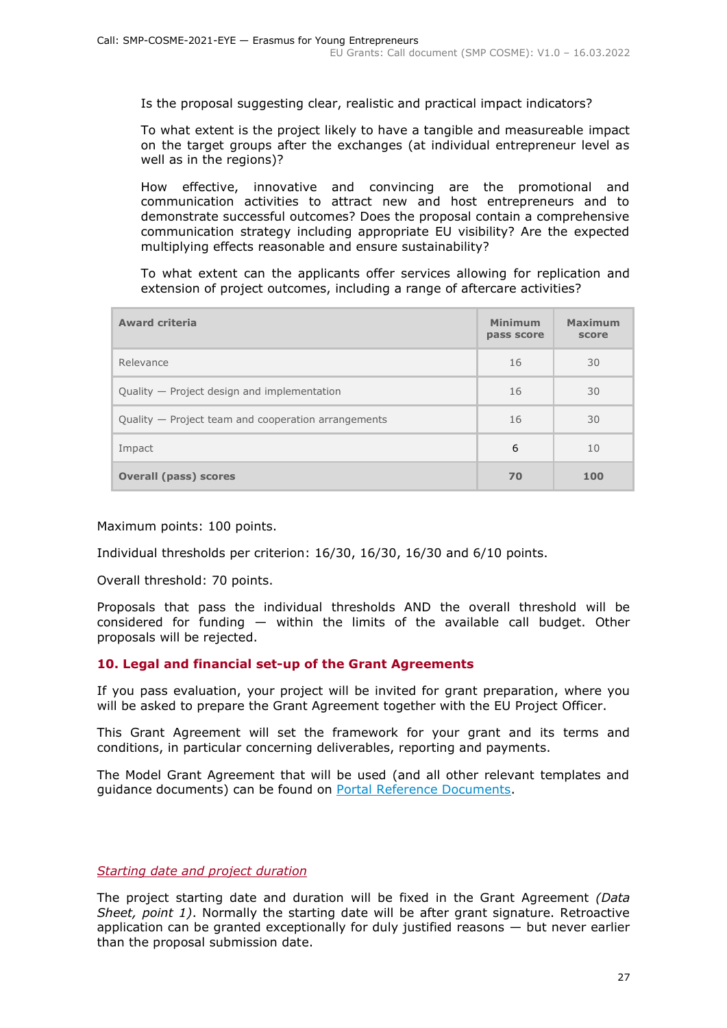Is the proposal suggesting clear, realistic and practical impact indicators?

To what extent is the project likely to have a tangible and measureable impact on the target groups after the exchanges (at individual entrepreneur level as well as in the regions)?

How effective, innovative and convincing are the promotional and communication activities to attract new and host entrepreneurs and to demonstrate successful outcomes? Does the proposal contain a comprehensive communication strategy including appropriate EU visibility? Are the expected multiplying effects reasonable and ensure sustainability?

To what extent can the applicants offer services allowing for replication and extension of project outcomes, including a range of aftercare activities?

| Award criteria | Minimum pass score | Maximum score |
|---|---|---|
| Relevance | 16 | 30 |
| Quality — Project design and implementation | 16 | 30 |
| Quality — Project team and cooperation arrangements | 16 | 30 |
| Impact | 6 | 10 |
| **Overall (pass) scores** | **70** | **100** |

Maximum points: 100 points.

Individual thresholds per criterion: 16/30, 16/30, 16/30 and 6/10 points.

Overall threshold: 70 points.

Proposals that pass the individual thresholds AND the overall threshold will be considered for funding — within the limits of the available call budget. Other proposals will be rejected.

## 10. Legal and financial set-up of the Grant Agreements

If you pass evaluation, your project will be invited for grant preparation, where you will be asked to prepare the Grant Agreement together with the EU Project Officer.

This Grant Agreement will set the framework for your grant and its terms and conditions, in particular concerning deliverables, reporting and payments.

The Model Grant Agreement that will be used (and all other relevant templates and guidance documents) can be found on [Portal Reference Documents](Portal Reference Documents).

### *Starting date and project duration*

The project starting date and duration will be fixed in the Grant Agreement *(Data Sheet, point 1)*. Normally the starting date will be after grant signature. Retroactive application can be granted exceptionally for duly justified reasons — but never earlier than the proposal submission date.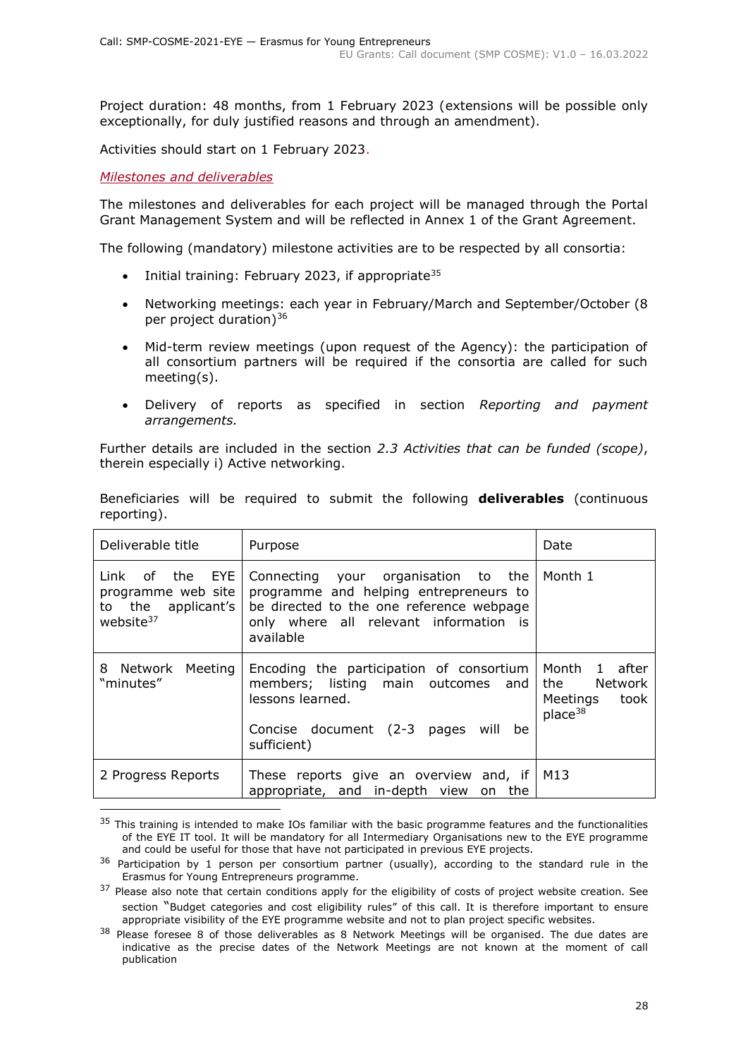Project duration: 48 months, from 1 February 2023 (extensions will be possible only exceptionally, for duly justified reasons and through an amendment).

Activities should start on 1 February 2023.

*Milestones and deliverables*

The milestones and deliverables for each project will be managed through the Portal Grant Management System and will be reflected in Annex 1 of the Grant Agreement.

The following (mandatory) milestone activities are to be respected by all consortia:

- Initial training: February 2023, if appropriate[35]
- Networking meetings: each year in February/March and September/October (8 per project duration)[36]
- Mid-term review meetings (upon request of the Agency): the participation of all consortium partners will be required if the consortia are called for such meeting(s).
- Delivery of reports as specified in section *Reporting and payment arrangements.*

Further details are included in the section *2.3 Activities that can be funded (scope)*, therein especially i) Active networking.

Beneficiaries will be required to submit the following **deliverables** (continuous reporting).

| Deliverable title | Purpose | Date |
|---|---|---|
| Link of the EYE programme web site to the applicant's website[37] | Connecting your organisation to the programme and helping entrepreneurs to be directed to the one reference webpage only where all relevant information is available | Month 1 |
| 8 Network Meeting "minutes" | Encoding the participation of consortium members; listing main outcomes and lessons learned.<br><br>Concise document (2-3 pages will be sufficient) | Month 1 after the Network Meetings took place[38] |
| 2 Progress Reports | These reports give an overview and, if appropriate, and in-depth view on the | M13 |

[35] This training is intended to make IOs familiar with the basic programme features and the functionalities of the EYE IT tool. It will be mandatory for all Intermediary Organisations new to the EYE programme and could be useful for those that have not participated in previous EYE projects.

[36] Participation by 1 person per consortium partner (usually), according to the standard rule in the Erasmus for Young Entrepreneurs programme.

[37] Please also note that certain conditions apply for the eligibility of costs of project website creation. See section "Budget categories and cost eligibility rules" of this call. It is therefore important to ensure appropriate visibility of the EYE programme website and not to plan project specific websites.

[38] Please foresee 8 of those deliverables as 8 Network Meetings will be organised. The due dates are indicative as the precise dates of the Network Meetings are not known at the moment of call publication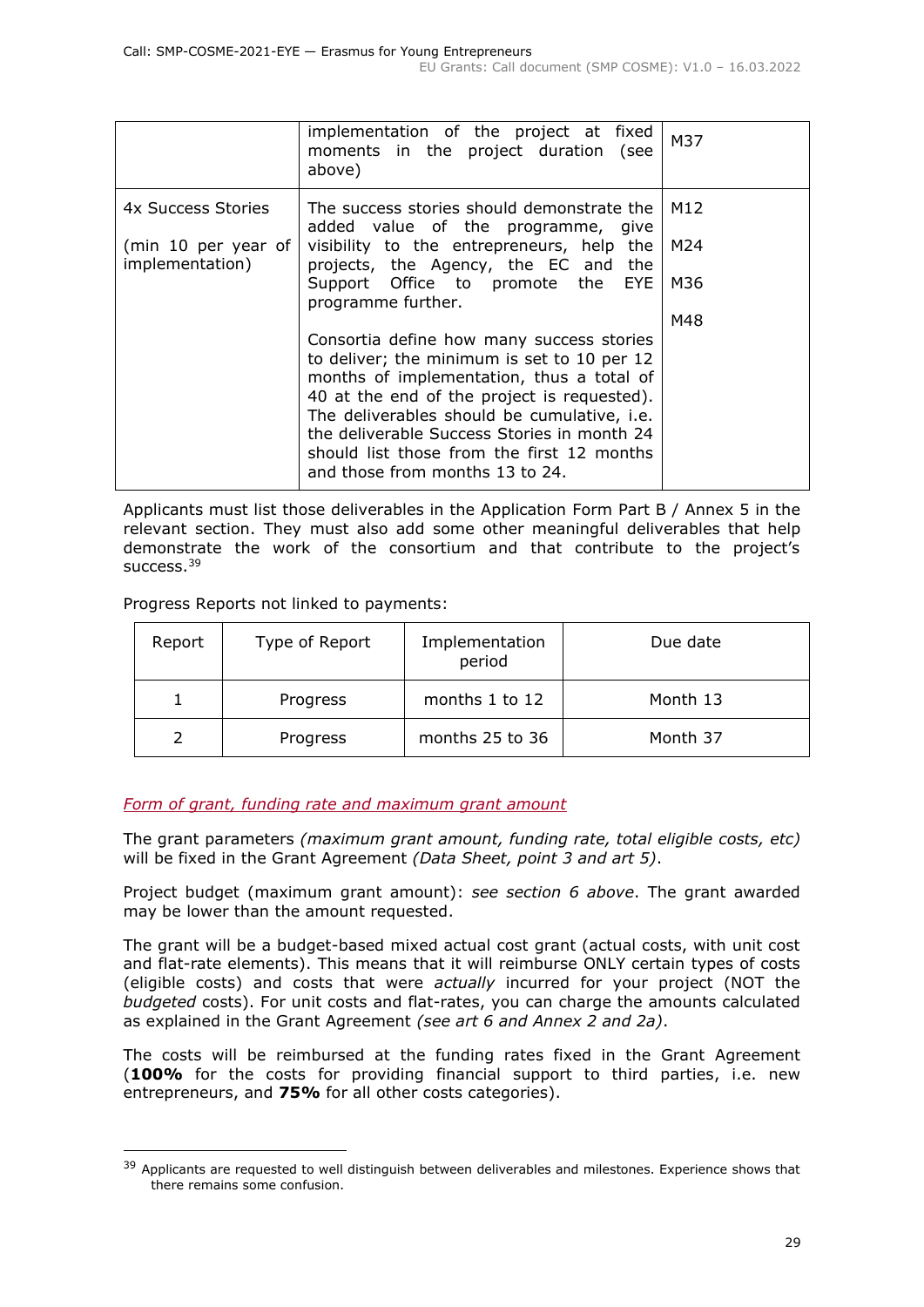| | implementation of the project at fixed moments in the project duration (see above) | M37 |
|---|---|---|
| 4x Success Stories<br><br>(min 10 per year of implementation) | The success stories should demonstrate the added value of the programme, give visibility to the entrepreneurs, help the projects, the Agency, the EC and the Support Office to promote the EYE programme further.<br><br>Consortia define how many success stories to deliver; the minimum is set to 10 per 12 months of implementation, thus a total of 40 at the end of the project is requested). The deliverables should be cumulative, i.e. the deliverable Success Stories in month 24 should list those from the first 12 months and those from months 13 to 24. | M12<br><br>M24<br><br>M36<br><br>M48 |

Applicants must list those deliverables in the Application Form Part B / Annex 5 in the relevant section. They must also add some other meaningful deliverables that help demonstrate the work of the consortium and that contribute to the project's success.[39]

Progress Reports not linked to payments:

| Report | Type of Report | Implementation period | Due date |
|---|---|---|---|
| 1 | Progress | months 1 to 12 | Month 13 |
| 2 | Progress | months 25 to 36 | Month 37 |

*Form of grant, funding rate and maximum grant amount*

The grant parameters *(maximum grant amount, funding rate, total eligible costs, etc)* will be fixed in the Grant Agreement *(Data Sheet, point 3 and art 5)*.

Project budget (maximum grant amount): *see section 6 above*. The grant awarded may be lower than the amount requested.

The grant will be a budget-based mixed actual cost grant (actual costs, with unit cost and flat-rate elements). This means that it will reimburse ONLY certain types of costs (eligible costs) and costs that were *actually* incurred for your project (NOT the *budgeted* costs). For unit costs and flat-rates, you can charge the amounts calculated as explained in the Grant Agreement *(see art 6 and Annex 2 and 2a)*.

The costs will be reimbursed at the funding rates fixed in the Grant Agreement (**100%** for the costs for providing financial support to third parties, i.e. new entrepreneurs, and **75%** for all other costs categories).

[39] Applicants are requested to well distinguish between deliverables and milestones. Experience shows that there remains some confusion.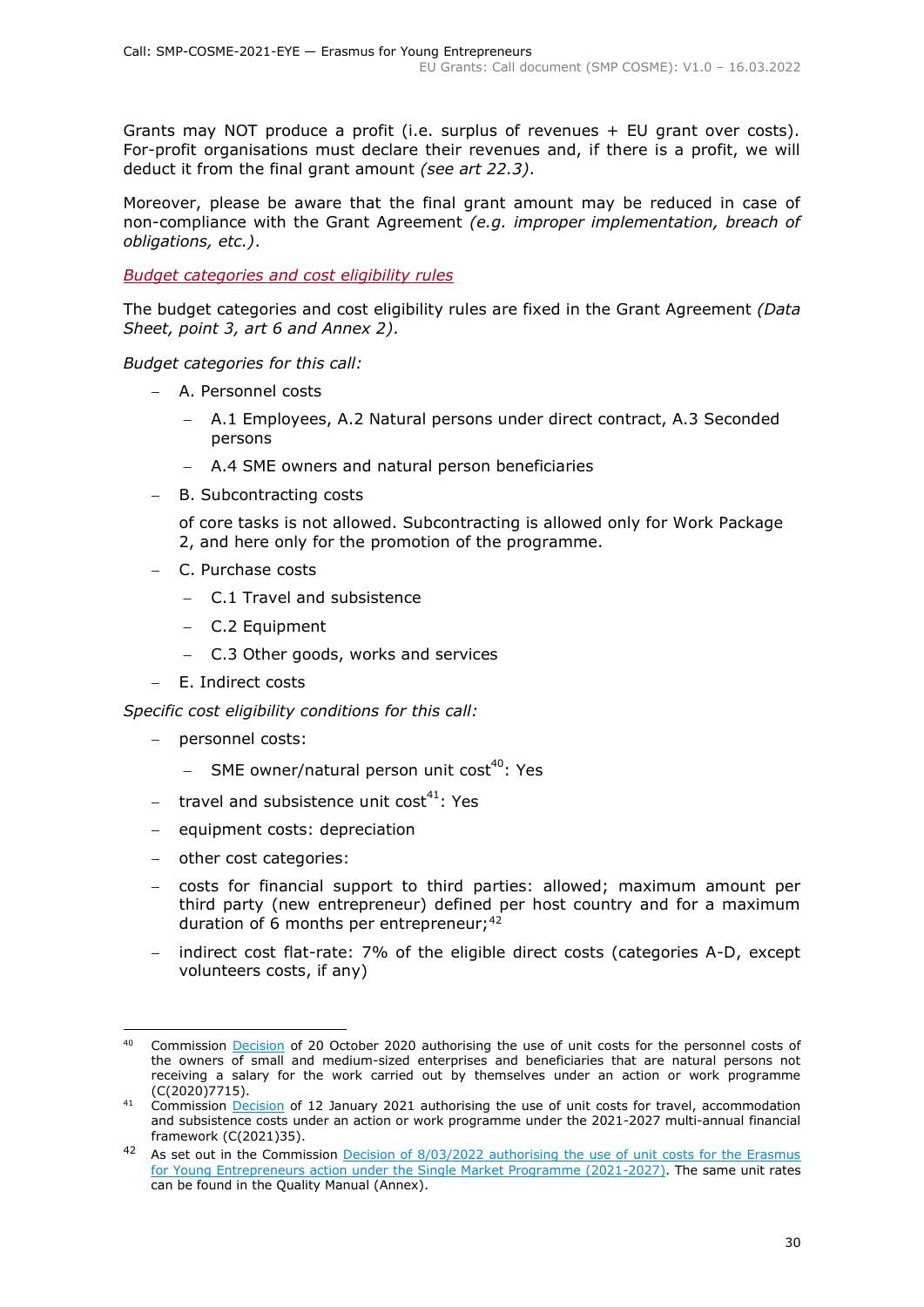Grants may NOT produce a profit (i.e. surplus of revenues + EU grant over costs). For-profit organisations must declare their revenues and, if there is a profit, we will deduct it from the final grant amount *(see art 22.3)*.

Moreover, please be aware that the final grant amount may be reduced in case of non-compliance with the Grant Agreement *(e.g. improper implementation, breach of obligations, etc.)*.

*Budget categories and cost eligibility rules*

The budget categories and cost eligibility rules are fixed in the Grant Agreement *(Data Sheet, point 3, art 6 and Annex 2)*.

*Budget categories for this call:*

- A. Personnel costs
  - A.1 Employees, A.2 Natural persons under direct contract, A.3 Seconded persons
  - A.4 SME owners and natural person beneficiaries
- B. Subcontracting costs

  of core tasks is not allowed. Subcontracting is allowed only for Work Package 2, and here only for the promotion of the programme.
- C. Purchase costs
  - C.1 Travel and subsistence
  - C.2 Equipment
  - C.3 Other goods, works and services
- E. Indirect costs

*Specific cost eligibility conditions for this call:*

- personnel costs:
  - SME owner/natural person unit cost[40]: Yes
- travel and subsistence unit cost[41]: Yes
- equipment costs: depreciation
- other cost categories:
- costs for financial support to third parties: allowed; maximum amount per third party (new entrepreneur) defined per host country and for a maximum duration of 6 months per entrepreneur;[42]
- indirect cost flat-rate: 7% of the eligible direct costs (categories A-D, except volunteers costs, if any)

---

[40] Commission Decision of 20 October 2020 authorising the use of unit costs for the personnel costs of the owners of small and medium-sized enterprises and beneficiaries that are natural persons not receiving a salary for the work carried out by themselves under an action or work programme (C(2020)7715).

[41] Commission Decision of 12 January 2021 authorising the use of unit costs for travel, accommodation and subsistence costs under an action or work programme under the 2021-2027 multi-annual financial framework (C(2021)35).

[42] As set out in the Commission Decision of 8/03/2022 authorising the use of unit costs for the Erasmus for Young Entrepreneurs action under the Single Market Programme (2021-2027). The same unit rates can be found in the Quality Manual (Annex).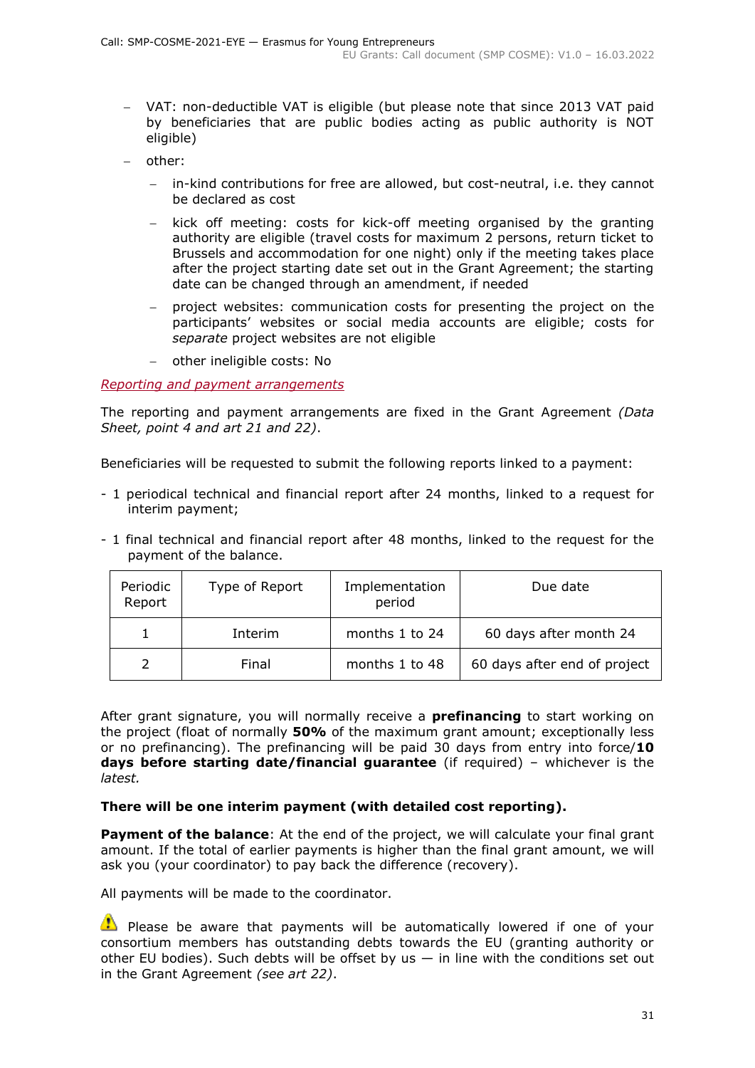- VAT: non-deductible VAT is eligible (but please note that since 2013 VAT paid by beneficiaries that are public bodies acting as public authority is NOT eligible)
- other:
  - in-kind contributions for free are allowed, but cost-neutral, i.e. they cannot be declared as cost
  - kick off meeting: costs for kick-off meeting organised by the granting authority are eligible (travel costs for maximum 2 persons, return ticket to Brussels and accommodation for one night) only if the meeting takes place after the project starting date set out in the Grant Agreement; the starting date can be changed through an amendment, if needed
  - project websites: communication costs for presenting the project on the participants' websites or social media accounts are eligible; costs for *separate* project websites are not eligible
  - other ineligible costs: No

*Reporting and payment arrangements*

The reporting and payment arrangements are fixed in the Grant Agreement *(Data Sheet, point 4 and art 21 and 22)*.

Beneficiaries will be requested to submit the following reports linked to a payment:

- 1 periodical technical and financial report after 24 months, linked to a request for interim payment;
- 1 final technical and financial report after 48 months, linked to the request for the payment of the balance.

| Periodic Report | Type of Report | Implementation period | Due date |
|---|---|---|---|
| 1 | Interim | months 1 to 24 | 60 days after month 24 |
| 2 | Final | months 1 to 48 | 60 days after end of project |

After grant signature, you will normally receive a **prefinancing** to start working on the project (float of normally **50%** of the maximum grant amount; exceptionally less or no prefinancing). The prefinancing will be paid 30 days from entry into force/**10 days before starting date/financial guarantee** (if required) – whichever is the *latest.*

**There will be one interim payment (with detailed cost reporting).**

**Payment of the balance**: At the end of the project, we will calculate your final grant amount. If the total of earlier payments is higher than the final grant amount, we will ask you (your coordinator) to pay back the difference (recovery).

All payments will be made to the coordinator.

⚠ Please be aware that payments will be automatically lowered if one of your consortium members has outstanding debts towards the EU (granting authority or other EU bodies). Such debts will be offset by us — in line with the conditions set out in the Grant Agreement *(see art 22)*.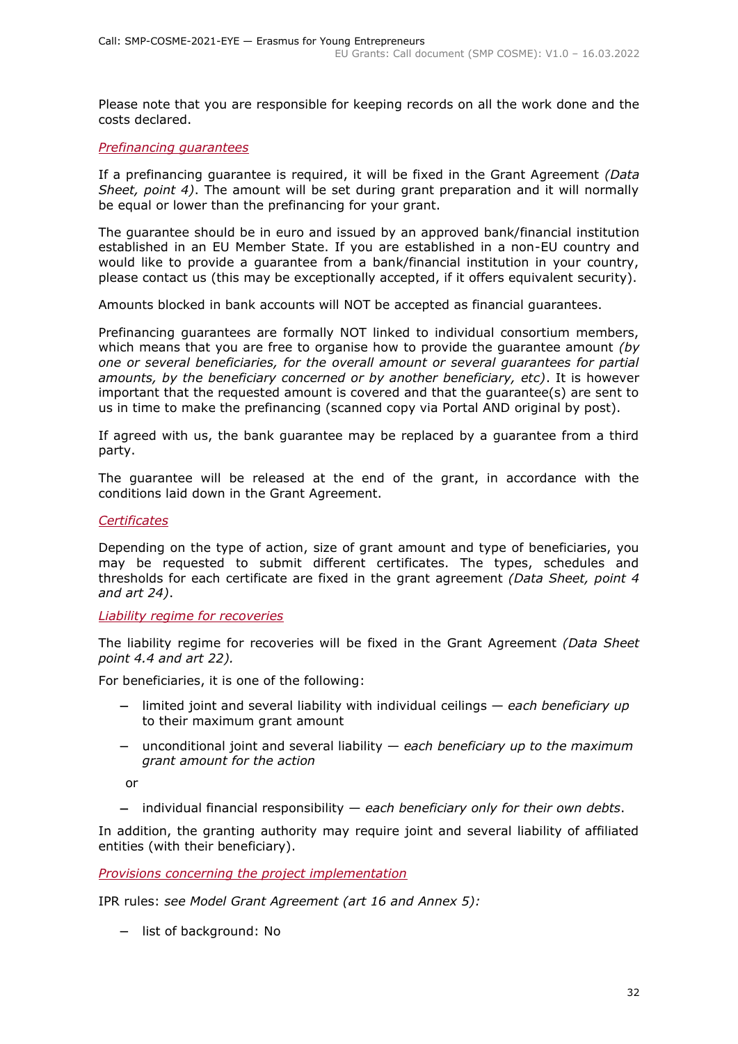Please note that you are responsible for keeping records on all the work done and the costs declared.

*Prefinancing guarantees*

If a prefinancing guarantee is required, it will be fixed in the Grant Agreement *(Data Sheet, point 4)*. The amount will be set during grant preparation and it will normally be equal or lower than the prefinancing for your grant.

The guarantee should be in euro and issued by an approved bank/financial institution established in an EU Member State. If you are established in a non-EU country and would like to provide a guarantee from a bank/financial institution in your country, please contact us (this may be exceptionally accepted, if it offers equivalent security).

Amounts blocked in bank accounts will NOT be accepted as financial guarantees.

Prefinancing guarantees are formally NOT linked to individual consortium members, which means that you are free to organise how to provide the guarantee amount *(by one or several beneficiaries, for the overall amount or several guarantees for partial amounts, by the beneficiary concerned or by another beneficiary, etc)*. It is however important that the requested amount is covered and that the guarantee(s) are sent to us in time to make the prefinancing (scanned copy via Portal AND original by post).

If agreed with us, the bank guarantee may be replaced by a guarantee from a third party.

The guarantee will be released at the end of the grant, in accordance with the conditions laid down in the Grant Agreement.

*Certificates*

Depending on the type of action, size of grant amount and type of beneficiaries, you may be requested to submit different certificates. The types, schedules and thresholds for each certificate are fixed in the grant agreement *(Data Sheet, point 4 and art 24)*.

*Liability regime for recoveries*

The liability regime for recoveries will be fixed in the Grant Agreement *(Data Sheet point 4.4 and art 22)*.

For beneficiaries, it is one of the following:

- limited joint and several liability with individual ceilings — *each beneficiary up to their maximum grant amount*
- unconditional joint and several liability — *each beneficiary up to the maximum grant amount for the action*

  or

- individual financial responsibility — *each beneficiary only for their own debts*.

In addition, the granting authority may require joint and several liability of affiliated entities (with their beneficiary).

*Provisions concerning the project implementation*

IPR rules: *see Model Grant Agreement (art 16 and Annex 5):*

- list of background: No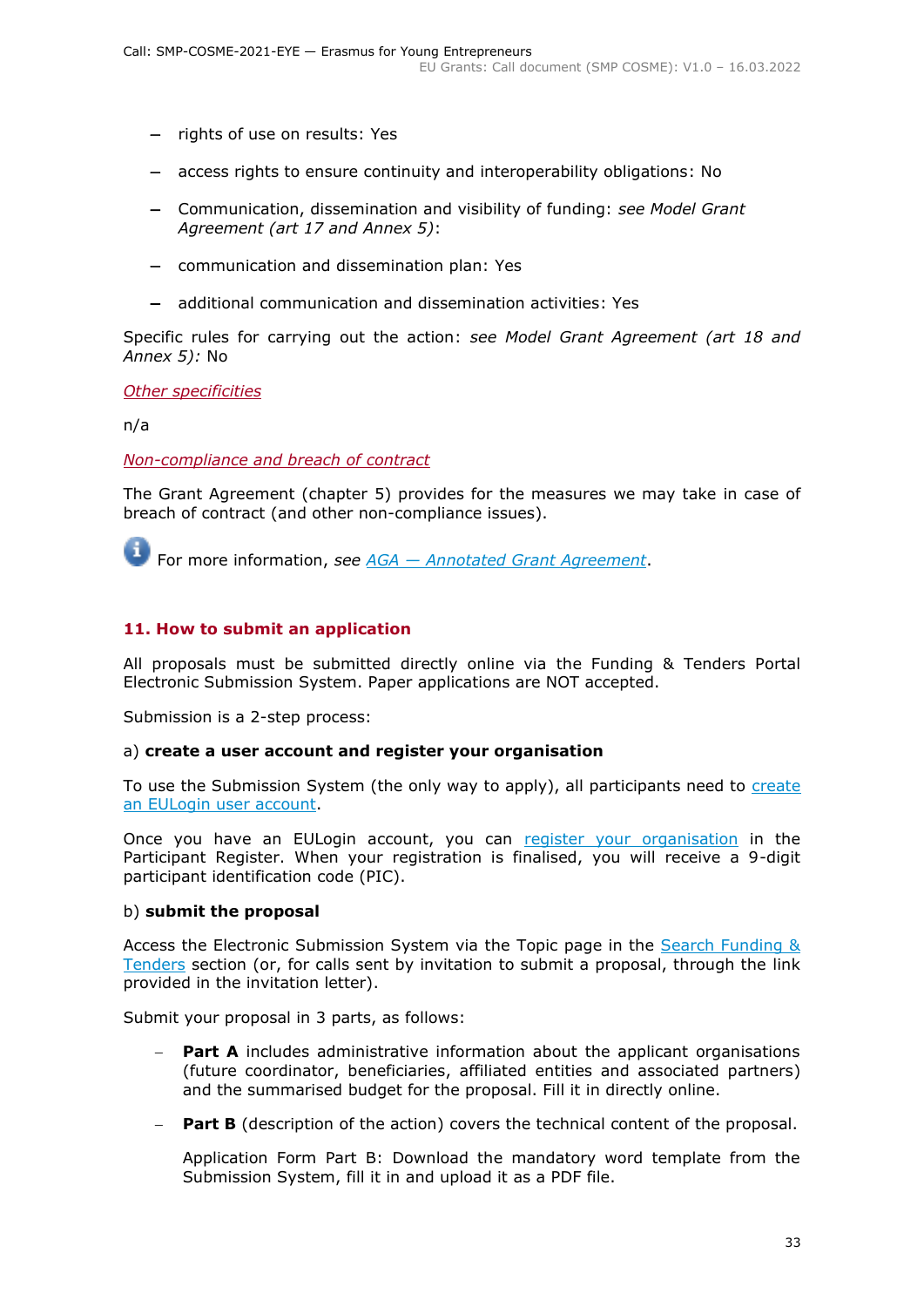- rights of use on results: Yes
- access rights to ensure continuity and interoperability obligations: No
- Communication, dissemination and visibility of funding: *see Model Grant Agreement (art 17 and Annex 5)*:
- communication and dissemination plan: Yes
- additional communication and dissemination activities: Yes

Specific rules for carrying out the action: *see Model Grant Agreement (art 18 and Annex 5):* No

*Other specificities*

n/a

*Non-compliance and breach of contract*

The Grant Agreement (chapter 5) provides for the measures we may take in case of breach of contract (and other non-compliance issues).

For more information, *see* *AGA — Annotated Grant Agreement*.

## 11. How to submit an application

All proposals must be submitted directly online via the Funding & Tenders Portal Electronic Submission System. Paper applications are NOT accepted.

Submission is a 2-step process:

a) **create a user account and register your organisation**

To use the Submission System (the only way to apply), all participants need to create an EULogin user account.

Once you have an EULogin account, you can register your organisation in the Participant Register. When your registration is finalised, you will receive a 9-digit participant identification code (PIC).

b) **submit the proposal**

Access the Electronic Submission System via the Topic page in the Search Funding & Tenders section (or, for calls sent by invitation to submit a proposal, through the link provided in the invitation letter).

Submit your proposal in 3 parts, as follows:

- **Part A** includes administrative information about the applicant organisations (future coordinator, beneficiaries, affiliated entities and associated partners) and the summarised budget for the proposal. Fill it in directly online.
- **Part B** (description of the action) covers the technical content of the proposal.

  Application Form Part B: Download the mandatory word template from the Submission System, fill it in and upload it as a PDF file.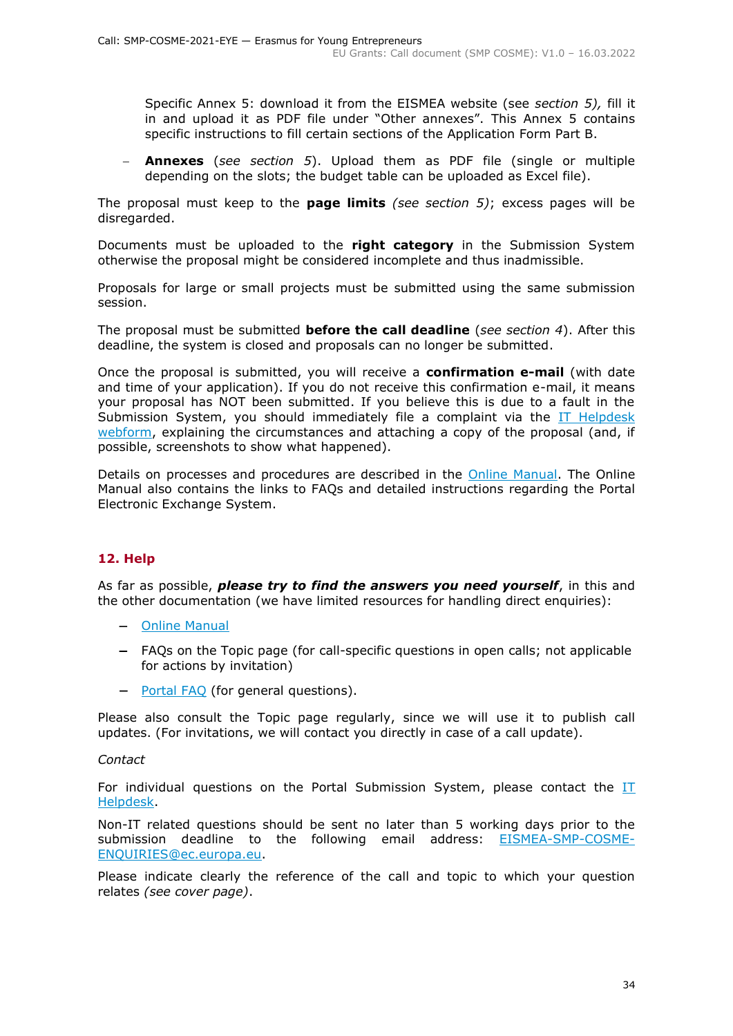Specific Annex 5: download it from the EISMEA website (see *section 5),* fill it in and upload it as PDF file under "Other annexes". This Annex 5 contains specific instructions to fill certain sections of the Application Form Part B.

- **Annexes** (*see section 5*). Upload them as PDF file (single or multiple depending on the slots; the budget table can be uploaded as Excel file).

The proposal must keep to the **page limits** *(see section 5)*; excess pages will be disregarded.

Documents must be uploaded to the **right category** in the Submission System otherwise the proposal might be considered incomplete and thus inadmissible.

Proposals for large or small projects must be submitted using the same submission session.

The proposal must be submitted **before the call deadline** (*see section 4*). After this deadline, the system is closed and proposals can no longer be submitted.

Once the proposal is submitted, you will receive a **confirmation e-mail** (with date and time of your application). If you do not receive this confirmation e-mail, it means your proposal has NOT been submitted. If you believe this is due to a fault in the Submission System, you should immediately file a complaint via the IT Helpdesk webform, explaining the circumstances and attaching a copy of the proposal (and, if possible, screenshots to show what happened).

Details on processes and procedures are described in the Online Manual. The Online Manual also contains the links to FAQs and detailed instructions regarding the Portal Electronic Exchange System.

## 12. Help

As far as possible, ***please try to find the answers you need yourself***, in this and the other documentation (we have limited resources for handling direct enquiries):

- Online Manual
- FAQs on the Topic page (for call-specific questions in open calls; not applicable for actions by invitation)
- Portal FAQ (for general questions).

Please also consult the Topic page regularly, since we will use it to publish call updates. (For invitations, we will contact you directly in case of a call update).

*Contact*

For individual questions on the Portal Submission System, please contact the IT Helpdesk.

Non-IT related questions should be sent no later than 5 working days prior to the submission deadline to the following email address: EISMEA-SMP-COSME-ENQUIRIES@ec.europa.eu.

Please indicate clearly the reference of the call and topic to which your question relates *(see cover page)*.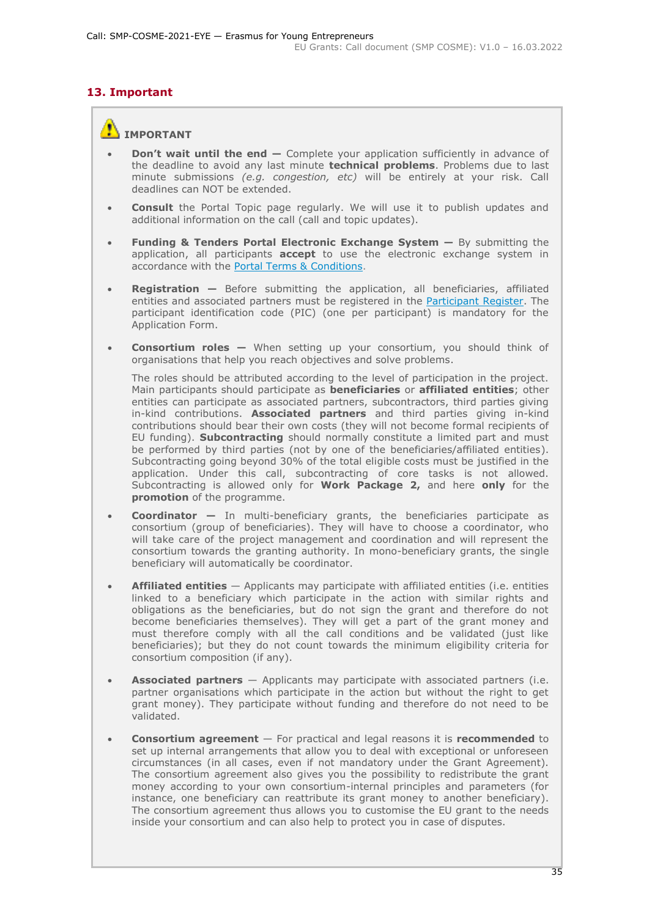## 13. Important

**IMPORTANT**

- **Don't wait until the end —** Complete your application sufficiently in advance of the deadline to avoid any last minute **technical problems**. Problems due to last minute submissions *(e.g. congestion, etc)* will be entirely at your risk. Call deadlines can NOT be extended.

- **Consult** the Portal Topic page regularly. We will use it to publish updates and additional information on the call (call and topic updates).

- **Funding & Tenders Portal Electronic Exchange System —** By submitting the application, all participants **accept** to use the electronic exchange system in accordance with the Portal Terms & Conditions.

- **Registration —** Before submitting the application, all beneficiaries, affiliated entities and associated partners must be registered in the Participant Register. The participant identification code (PIC) (one per participant) is mandatory for the Application Form.

- **Consortium roles —** When setting up your consortium, you should think of organisations that help you reach objectives and solve problems.

  The roles should be attributed according to the level of participation in the project. Main participants should participate as **beneficiaries** or **affiliated entities**; other entities can participate as associated partners, subcontractors, third parties giving in-kind contributions. **Associated partners** and third parties giving in-kind contributions should bear their own costs (they will not become formal recipients of EU funding). **Subcontracting** should normally constitute a limited part and must be performed by third parties (not by one of the beneficiaries/affiliated entities). Subcontracting going beyond 30% of the total eligible costs must be justified in the application. Under this call, subcontracting of core tasks is not allowed. Subcontracting is allowed only for **Work Package 2,** and here **only** for the **promotion** of the programme.

- **Coordinator —** In multi-beneficiary grants, the beneficiaries participate as consortium (group of beneficiaries). They will have to choose a coordinator, who will take care of the project management and coordination and will represent the consortium towards the granting authority. In mono-beneficiary grants, the single beneficiary will automatically be coordinator.

- **Affiliated entities** — Applicants may participate with affiliated entities (i.e. entities linked to a beneficiary which participate in the action with similar rights and obligations as the beneficiaries, but do not sign the grant and therefore do not become beneficiaries themselves). They will get a part of the grant money and must therefore comply with all the call conditions and be validated (just like beneficiaries); but they do not count towards the minimum eligibility criteria for consortium composition (if any).

- **Associated partners** — Applicants may participate with associated partners (i.e. partner organisations which participate in the action but without the right to get grant money). They participate without funding and therefore do not need to be validated.

- **Consortium agreement** — For practical and legal reasons it is **recommended** to set up internal arrangements that allow you to deal with exceptional or unforeseen circumstances (in all cases, even if not mandatory under the Grant Agreement). The consortium agreement also gives you the possibility to redistribute the grant money according to your own consortium-internal principles and parameters (for instance, one beneficiary can reattribute its grant money to another beneficiary). The consortium agreement thus allows you to customise the EU grant to the needs inside your consortium and can also help to protect you in case of disputes.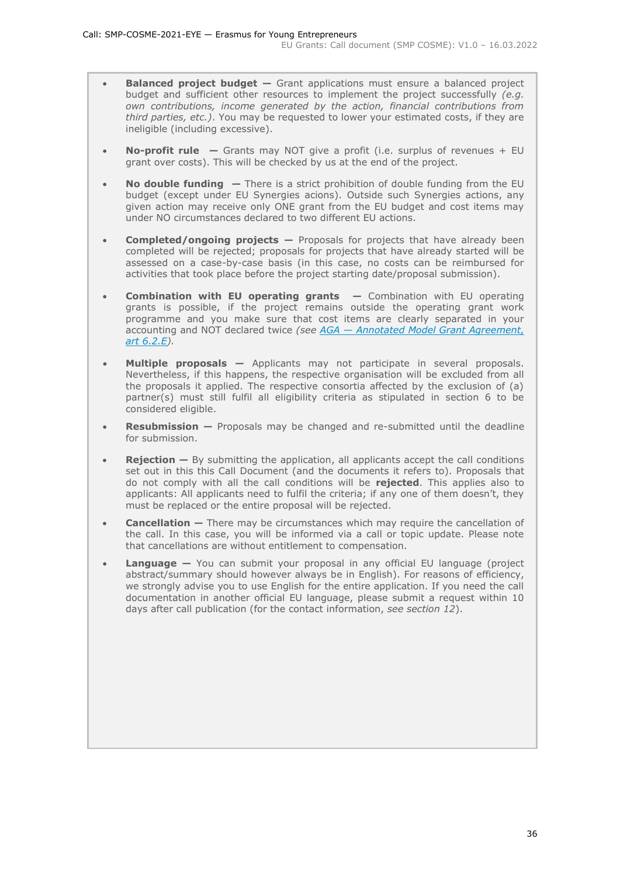- **Balanced project budget —** Grant applications must ensure a balanced project budget and sufficient other resources to implement the project successfully *(e.g. own contributions, income generated by the action, financial contributions from third parties, etc.)*. You may be requested to lower your estimated costs, if they are ineligible (including excessive).

- **No-profit rule —** Grants may NOT give a profit (i.e. surplus of revenues + EU grant over costs). This will be checked by us at the end of the project.

- **No double funding —** There is a strict prohibition of double funding from the EU budget (except under EU Synergies acions). Outside such Synergies actions, any given action may receive only ONE grant from the EU budget and cost items may under NO circumstances declared to two different EU actions.

- **Completed/ongoing projects —** Proposals for projects that have already been completed will be rejected; proposals for projects that have already started will be assessed on a case-by-case basis (in this case, no costs can be reimbursed for activities that took place before the project starting date/proposal submission).

- **Combination with EU operating grants —** Combination with EU operating grants is possible, if the project remains outside the operating grant work programme and you make sure that cost items are clearly separated in your accounting and NOT declared twice *(see [AGA — Annotated Model Grant Agreement, art 6.2.E](AGA — Annotated Model Grant Agreement, art 6.2.E))*.

- **Multiple proposals —** Applicants may not participate in several proposals. Nevertheless, if this happens, the respective organisation will be excluded from all the proposals it applied. The respective consortia affected by the exclusion of (a) partner(s) must still fulfil all eligibility criteria as stipulated in section 6 to be considered eligible.

- **Resubmission —** Proposals may be changed and re-submitted until the deadline for submission.

- **Rejection —** By submitting the application, all applicants accept the call conditions set out in this this Call Document (and the documents it refers to). Proposals that do not comply with all the call conditions will be **rejected**. This applies also to applicants: All applicants need to fulfil the criteria; if any one of them doesn't, they must be replaced or the entire proposal will be rejected.

- **Cancellation —** There may be circumstances which may require the cancellation of the call. In this case, you will be informed via a call or topic update. Please note that cancellations are without entitlement to compensation.

- **Language —** You can submit your proposal in any official EU language (project abstract/summary should however always be in English). For reasons of efficiency, we strongly advise you to use English for the entire application. If you need the call documentation in another official EU language, please submit a request within 10 days after call publication (for the contact information, *see section 12*).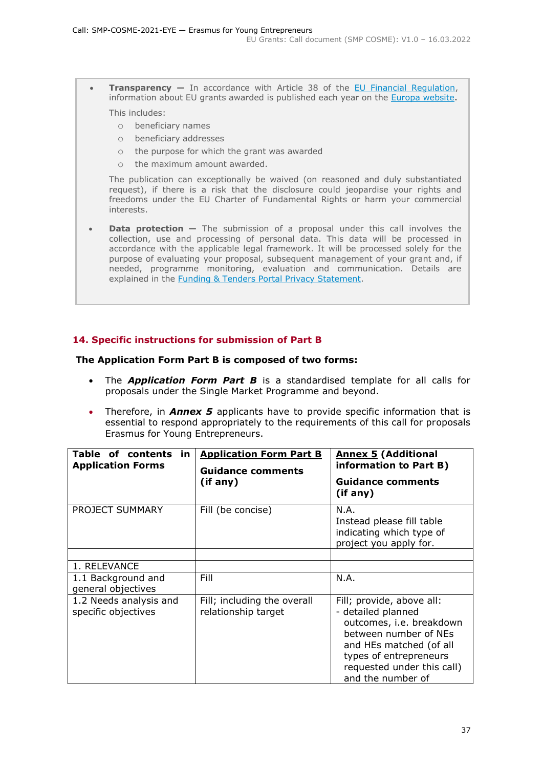- **Transparency —** In accordance with Article 38 of the EU Financial Regulation, information about EU grants awarded is published each year on the Europa website.

  This includes:

  - beneficiary names
  - beneficiary addresses
  - the purpose for which the grant was awarded
  - the maximum amount awarded.

  The publication can exceptionally be waived (on reasoned and duly substantiated request), if there is a risk that the disclosure could jeopardise your rights and freedoms under the EU Charter of Fundamental Rights or harm your commercial interests.

- **Data protection —** The submission of a proposal under this call involves the collection, use and processing of personal data. This data will be processed in accordance with the applicable legal framework. It will be processed solely for the purpose of evaluating your proposal, subsequent management of your grant and, if needed, programme monitoring, evaluation and communication. Details are explained in the Funding & Tenders Portal Privacy Statement.

## 14. Specific instructions for submission of Part B

**The Application Form Part B is composed of two forms:**

- The ***Application Form Part B*** is a standardised template for all calls for proposals under the Single Market Programme and beyond.
- Therefore, in ***Annex 5*** applicants have to provide specific information that is essential to respond appropriately to the requirements of this call for proposals Erasmus for Young Entrepreneurs.

| **Table of contents in Application Forms** | **Application Form Part B** **Guidance comments (if any)** | **Annex 5 (Additional information to Part B)** **Guidance comments (if any)** |
|---|---|---|
| PROJECT SUMMARY | Fill (be concise) | N.A. Instead please fill table indicating which type of project you apply for. |
| | | |
| 1. RELEVANCE | | |
| 1.1 Background and general objectives | Fill | N.A. |
| 1.2 Needs analysis and specific objectives | Fill; including the overall relationship target | Fill; provide, above all: - detailed planned outcomes, i.e. breakdown between number of NEs and HEs matched (of all types of entrepreneurs requested under this call) and the number of |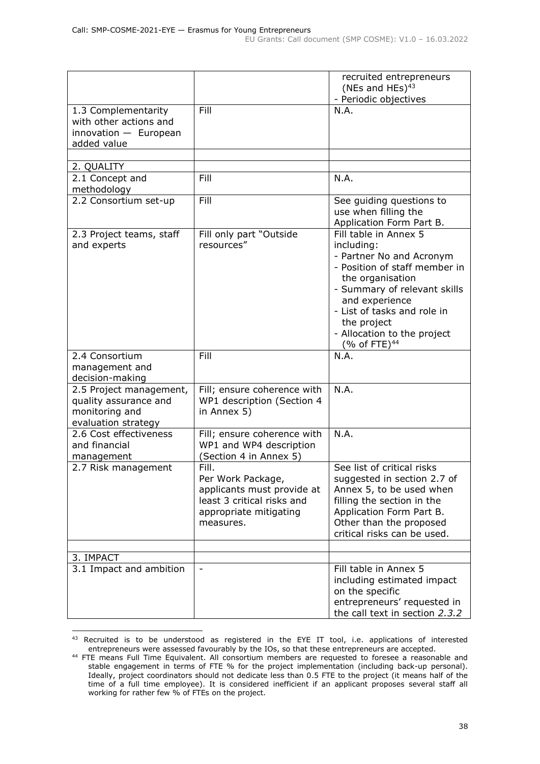| | | |
|---|---|---|
| | | recruited entrepreneurs (NEs and HEs)[43]<br>- Periodic objectives |
| 1.3 Complementarity with other actions and innovation — European added value | Fill | N.A. |
| | | |
| 2. QUALITY | | |
| 2.1 Concept and methodology | Fill | N.A. |
| 2.2 Consortium set-up | Fill | See guiding questions to use when filling the Application Form Part B. |
| 2.3 Project teams, staff and experts | Fill only part "Outside resources" | Fill table in Annex 5 including:<br>- Partner No and Acronym<br>- Position of staff member in the organisation<br>- Summary of relevant skills and experience<br>- List of tasks and role in the project<br>- Allocation to the project (% of FTE)[44] |
| 2.4 Consortium management and decision-making | Fill | N.A. |
| 2.5 Project management, quality assurance and monitoring and evaluation strategy | Fill; ensure coherence with WP1 description (Section 4 in Annex 5) | N.A. |
| 2.6 Cost effectiveness and financial management | Fill; ensure coherence with WP1 and WP4 description (Section 4 in Annex 5) | N.A. |
| 2.7 Risk management | Fill.<br>Per Work Package, applicants must provide at least 3 critical risks and appropriate mitigating measures. | See list of critical risks suggested in section 2.7 of Annex 5, to be used when filling the section in the Application Form Part B. Other than the proposed critical risks can be used. |
| | | |
| 3. IMPACT | | |
| 3.1 Impact and ambition | - | Fill table in Annex 5 including estimated impact on the specific entrepreneurs' requested in the call text in section *2.3.2* |

[43] Recruited is to be understood as registered in the EYE IT tool, i.e. applications of interested entrepreneurs were assessed favourably by the IOs, so that these entrepreneurs are accepted.

[44] FTE means Full Time Equivalent. All consortium members are requested to foresee a reasonable and stable engagement in terms of FTE % for the project implementation (including back-up personal). Ideally, project coordinators should not dedicate less than 0.5 FTE to the project (it means half of the time of a full time employee). It is considered inefficient if an applicant proposes several staff all working for rather few % of FTEs on the project.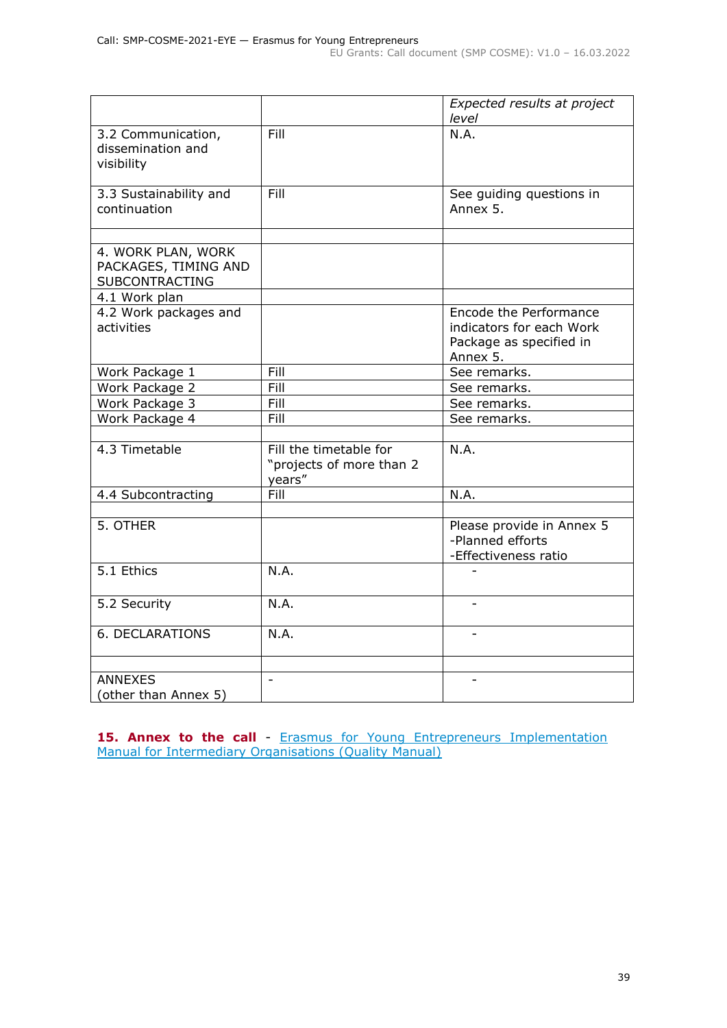| | | *Expected results at project level* |
|---|---|---|
| 3.2 Communication, dissemination and visibility | Fill | N.A. |
| 3.3 Sustainability and continuation | Fill | See guiding questions in Annex 5. |
| | | |
| 4. WORK PLAN, WORK PACKAGES, TIMING AND SUBCONTRACTING | | |
| 4.1 Work plan | | |
| 4.2 Work packages and activities | | Encode the Performance indicators for each Work Package as specified in Annex 5. |
| Work Package 1 | Fill | See remarks. |
| Work Package 2 | Fill | See remarks. |
| Work Package 3 | Fill | See remarks. |
| Work Package 4 | Fill | See remarks. |
| | | |
| 4.3 Timetable | Fill the timetable for "projects of more than 2 years" | N.A. |
| 4.4 Subcontracting | Fill | N.A. |
| | | |
| 5. OTHER | | Please provide in Annex 5<br>-Planned efforts<br>-Effectiveness ratio |
| 5.1 Ethics | N.A. | - |
| 5.2 Security | N.A. | - |
| 6. DECLARATIONS | N.A. | - |
| | | |
| ANNEXES (other than Annex 5) | - | - |

**15. Annex to the call** - Erasmus for Young Entrepreneurs Implementation Manual for Intermediary Organisations (Quality Manual)